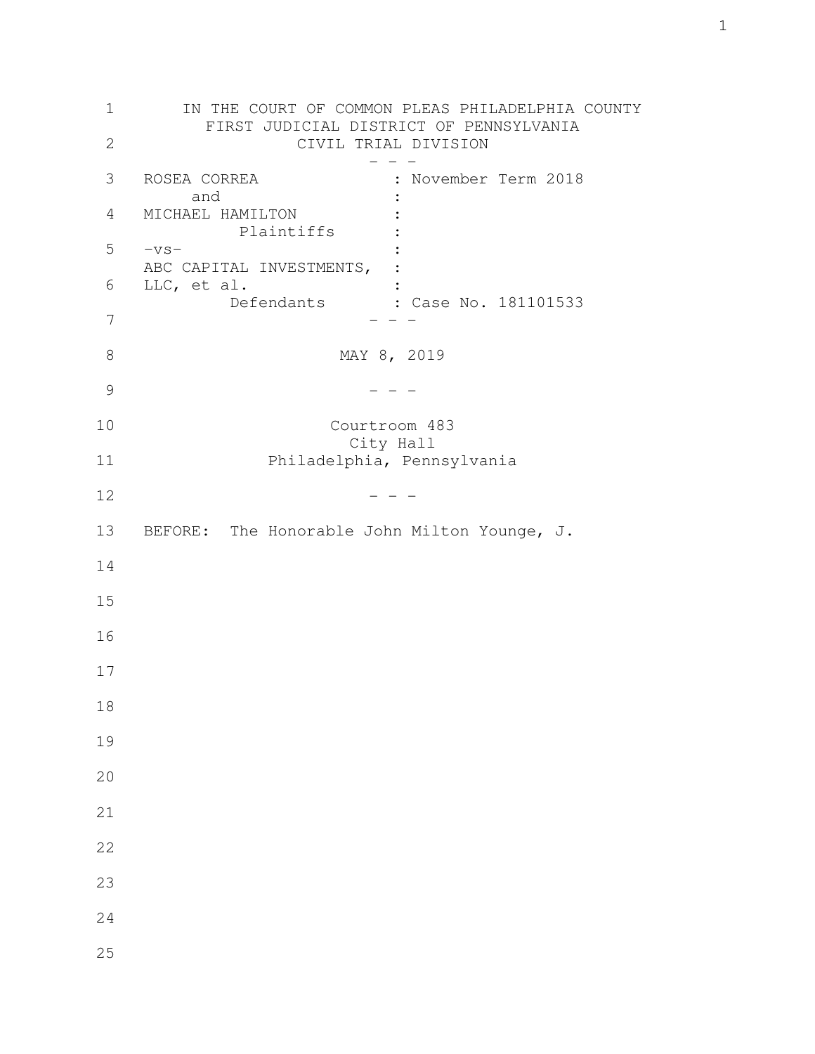IN THE COURT OF COMMON PLEAS PHILADELPHIA COUNTY
FIRST JUDICIAL DISTRICT OF PENNSYLVANIA
CIVIL TRIAL DIVISION

\- - -

| | |
|---|---|
| ROSEA CORREA | : November Term 2018 |
| and | : |
| MICHAEL HAMILTON | : |
| Plaintiffs | : |
| -vs- | : |
| ABC CAPITAL INVESTMENTS, | : |
| LLC, et al. | : |
| Defendants | : Case No. 181101533 |

\- - -

MAY 8, 2019

\- - -

Courtroom 483
City Hall
Philadelphia, Pennsylvania

\- - -

BEFORE: The Honorable John Milton Younge, J.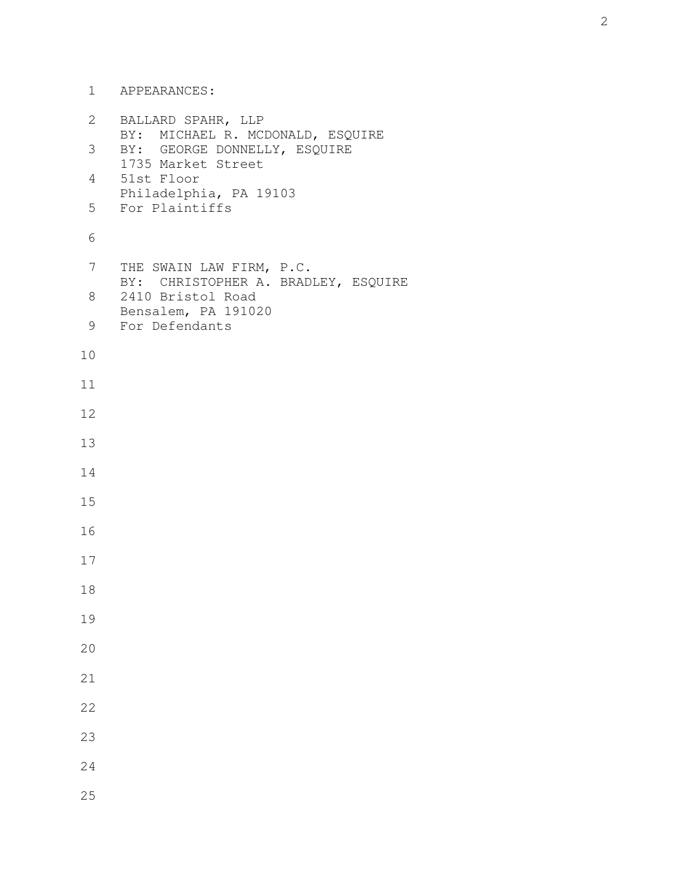APPEARANCES:

BALLARD SPAHR, LLP
BY: MICHAEL R. MCDONALD, ESQUIRE
BY: GEORGE DONNELLY, ESQUIRE
1735 Market Street
51st Floor
Philadelphia, PA 19103
For Plaintiffs

THE SWAIN LAW FIRM, P.C.
BY: CHRISTOPHER A. BRADLEY, ESQUIRE
2410 Bristol Road
Bensalem, PA 191020
For Defendants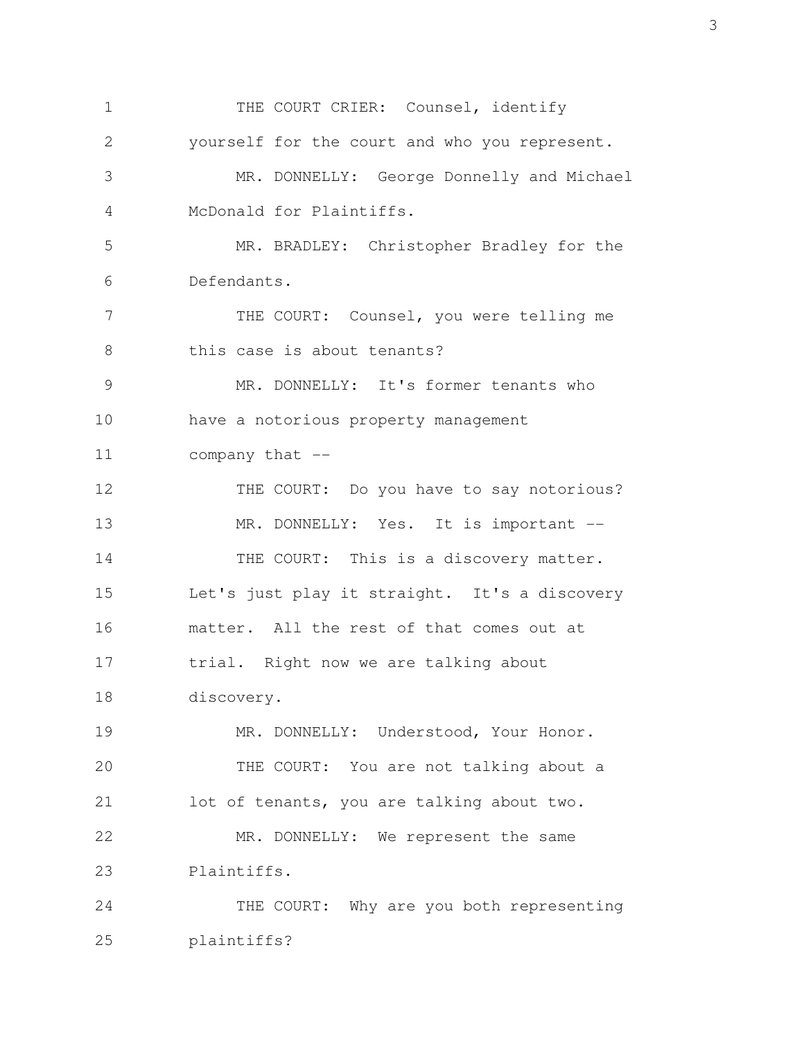THE COURT CRIER: Counsel, identify yourself for the court and who you represent.

MR. DONNELLY: George Donnelly and Michael McDonald for Plaintiffs.

MR. BRADLEY: Christopher Bradley for the Defendants.

THE COURT: Counsel, you were telling me this case is about tenants?

MR. DONNELLY: It's former tenants who have a notorious property management company that --

THE COURT: Do you have to say notorious?

MR. DONNELLY: Yes. It is important --

THE COURT: This is a discovery matter. Let's just play it straight. It's a discovery matter. All the rest of that comes out at trial. Right now we are talking about discovery.

MR. DONNELLY: Understood, Your Honor.

THE COURT: You are not talking about a lot of tenants, you are talking about two.

MR. DONNELLY: We represent the same Plaintiffs.

THE COURT: Why are you both representing plaintiffs?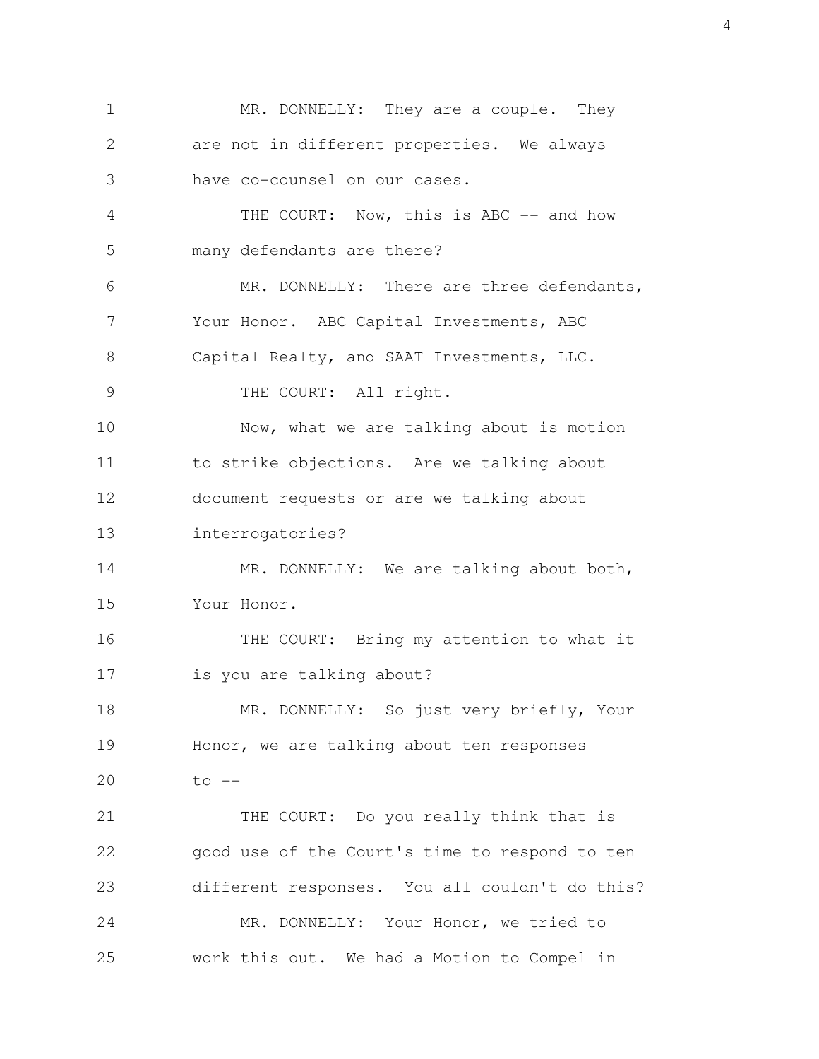MR. DONNELLY: They are a couple. They are not in different properties. We always have co-counsel on our cases.

THE COURT: Now, this is ABC -- and how many defendants are there?

MR. DONNELLY: There are three defendants, Your Honor. ABC Capital Investments, ABC Capital Realty, and SAAT Investments, LLC.

THE COURT: All right.

Now, what we are talking about is motion to strike objections. Are we talking about document requests or are we talking about interrogatories?

MR. DONNELLY: We are talking about both, Your Honor.

THE COURT: Bring my attention to what it is you are talking about?

MR. DONNELLY: So just very briefly, Your Honor, we are talking about ten responses to --

THE COURT: Do you really think that is good use of the Court's time to respond to ten different responses. You all couldn't do this?

MR. DONNELLY: Your Honor, we tried to work this out. We had a Motion to Compel in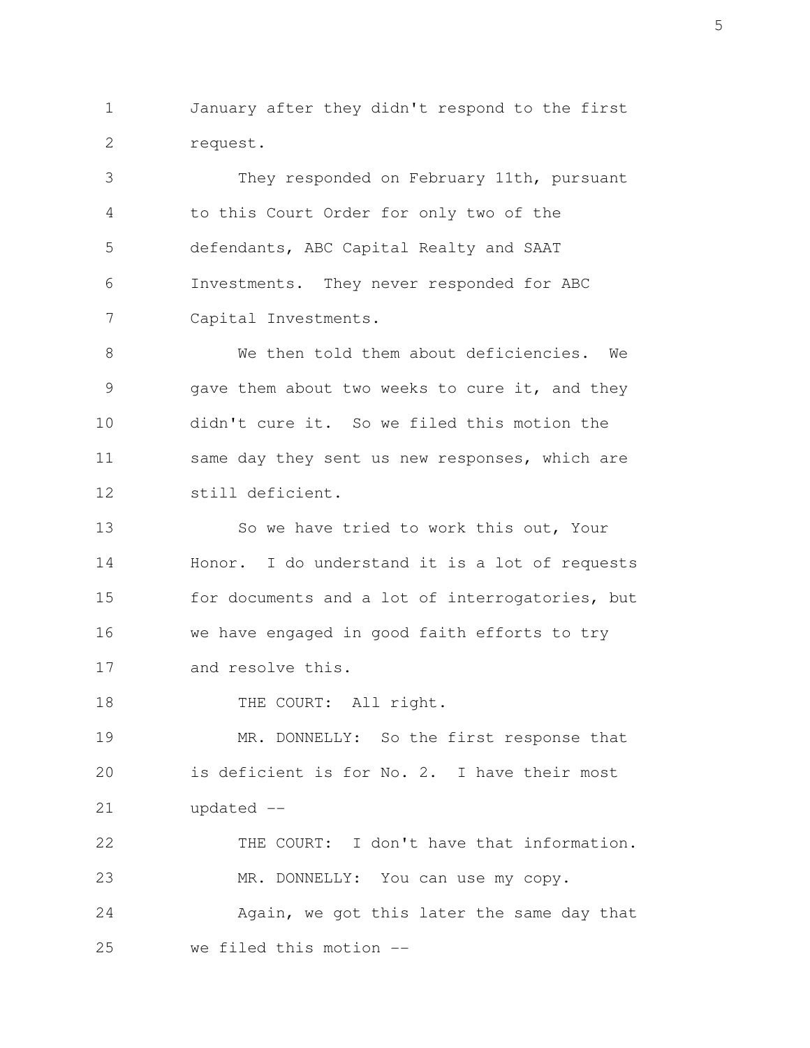January after they didn't respond to the first request.

They responded on February 11th, pursuant to this Court Order for only two of the defendants, ABC Capital Realty and SAAT Investments. They never responded for ABC Capital Investments.

We then told them about deficiencies. We gave them about two weeks to cure it, and they didn't cure it. So we filed this motion the same day they sent us new responses, which are still deficient.

So we have tried to work this out, Your Honor. I do understand it is a lot of requests for documents and a lot of interrogatories, but we have engaged in good faith efforts to try and resolve this.

THE COURT: All right.

MR. DONNELLY: So the first response that is deficient is for No. 2. I have their most updated --

THE COURT: I don't have that information.

MR. DONNELLY: You can use my copy.

Again, we got this later the same day that we filed this motion --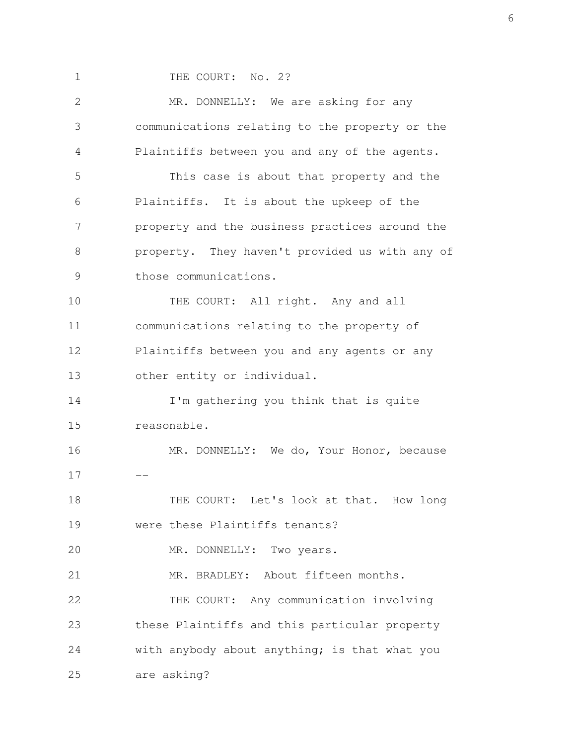THE COURT: No. 2?

MR. DONNELLY: We are asking for any communications relating to the property or the Plaintiffs between you and any of the agents.

This case is about that property and the Plaintiffs. It is about the upkeep of the property and the business practices around the property. They haven't provided us with any of those communications.

THE COURT: All right. Any and all communications relating to the property of Plaintiffs between you and any agents or any other entity or individual.

I'm gathering you think that is quite reasonable.

MR. DONNELLY: We do, Your Honor, because --

THE COURT: Let's look at that. How long were these Plaintiffs tenants?

MR. DONNELLY: Two years.

MR. BRADLEY: About fifteen months.

THE COURT: Any communication involving these Plaintiffs and this particular property with anybody about anything; is that what you are asking?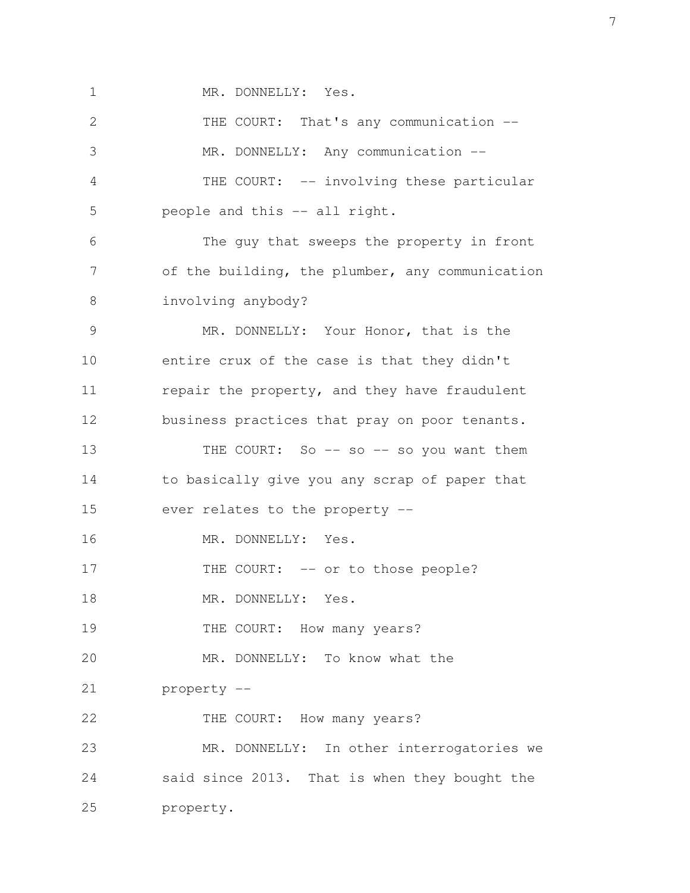MR. DONNELLY: Yes.

THE COURT: That's any communication --

MR. DONNELLY: Any communication --

THE COURT: -- involving these particular people and this -- all right.

The guy that sweeps the property in front of the building, the plumber, any communication involving anybody?

MR. DONNELLY: Your Honor, that is the entire crux of the case is that they didn't repair the property, and they have fraudulent business practices that pray on poor tenants.

THE COURT: So -- so -- so you want them to basically give you any scrap of paper that ever relates to the property --

MR. DONNELLY: Yes.

THE COURT: -- or to those people?

MR. DONNELLY: Yes.

THE COURT: How many years?

MR. DONNELLY: To know what the property --

THE COURT: How many years?

MR. DONNELLY: In other interrogatories we said since 2013. That is when they bought the property.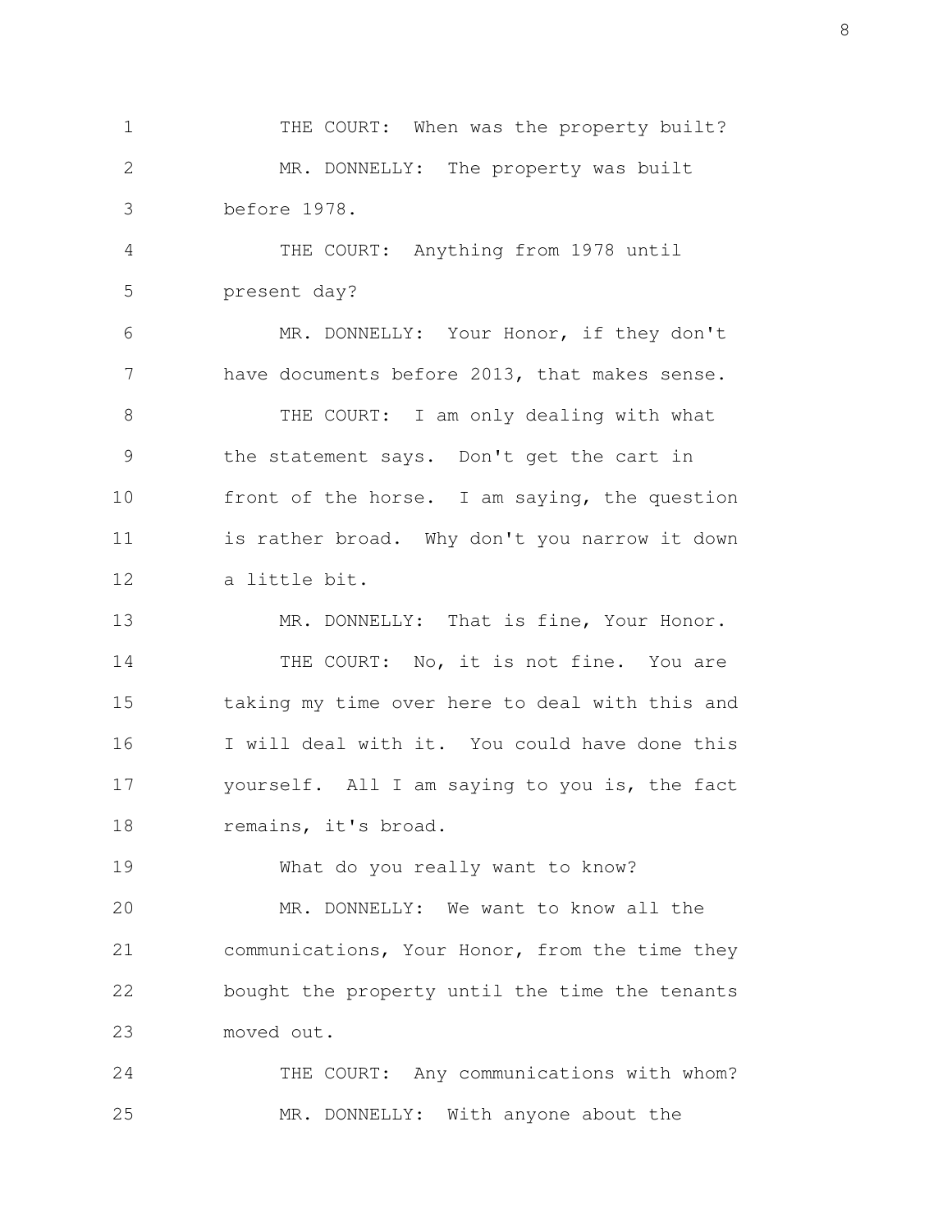THE COURT: When was the property built?

MR. DONNELLY: The property was built before 1978.

THE COURT: Anything from 1978 until present day?

MR. DONNELLY: Your Honor, if they don't have documents before 2013, that makes sense.

THE COURT: I am only dealing with what the statement says. Don't get the cart in front of the horse. I am saying, the question is rather broad. Why don't you narrow it down a little bit.

MR. DONNELLY: That is fine, Your Honor.

THE COURT: No, it is not fine. You are taking my time over here to deal with this and I will deal with it. You could have done this yourself. All I am saying to you is, the fact remains, it's broad.

What do you really want to know?

MR. DONNELLY: We want to know all the communications, Your Honor, from the time they bought the property until the time the tenants moved out.

THE COURT: Any communications with whom?

MR. DONNELLY: With anyone about the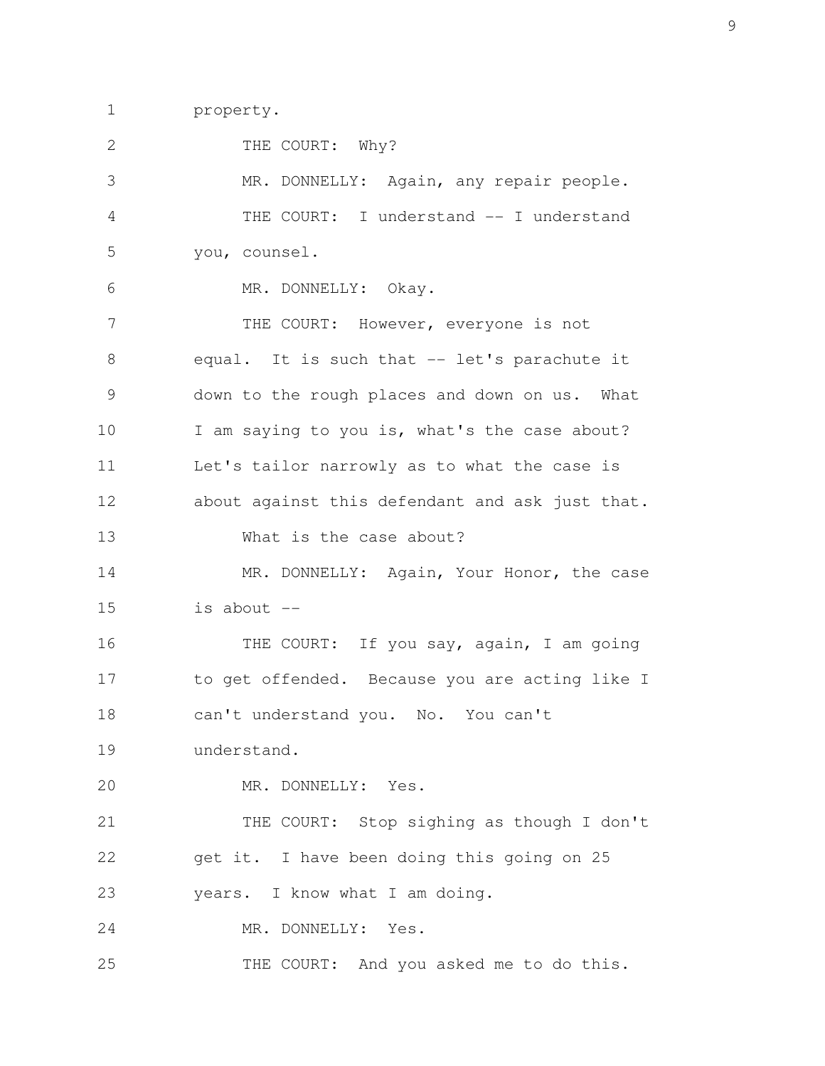1 property.

2 THE COURT: Why?

3 MR. DONNELLY: Again, any repair people.

4 THE COURT: I understand -- I understand

5 you, counsel.

6 MR. DONNELLY: Okay.

7 THE COURT: However, everyone is not

8 equal. It is such that -- let's parachute it

9 down to the rough places and down on us. What

10 I am saying to you is, what's the case about?

11 Let's tailor narrowly as to what the case is

12 about against this defendant and ask just that.

13 What is the case about?

14 MR. DONNELLY: Again, Your Honor, the case

15 is about --

16 THE COURT: If you say, again, I am going

17 to get offended. Because you are acting like I

18 can't understand you. No. You can't

19 understand.

20 MR. DONNELLY: Yes.

21 THE COURT: Stop sighing as though I don't

22 get it. I have been doing this going on 25

23 years. I know what I am doing.

24 MR. DONNELLY: Yes.

25 THE COURT: And you asked me to do this.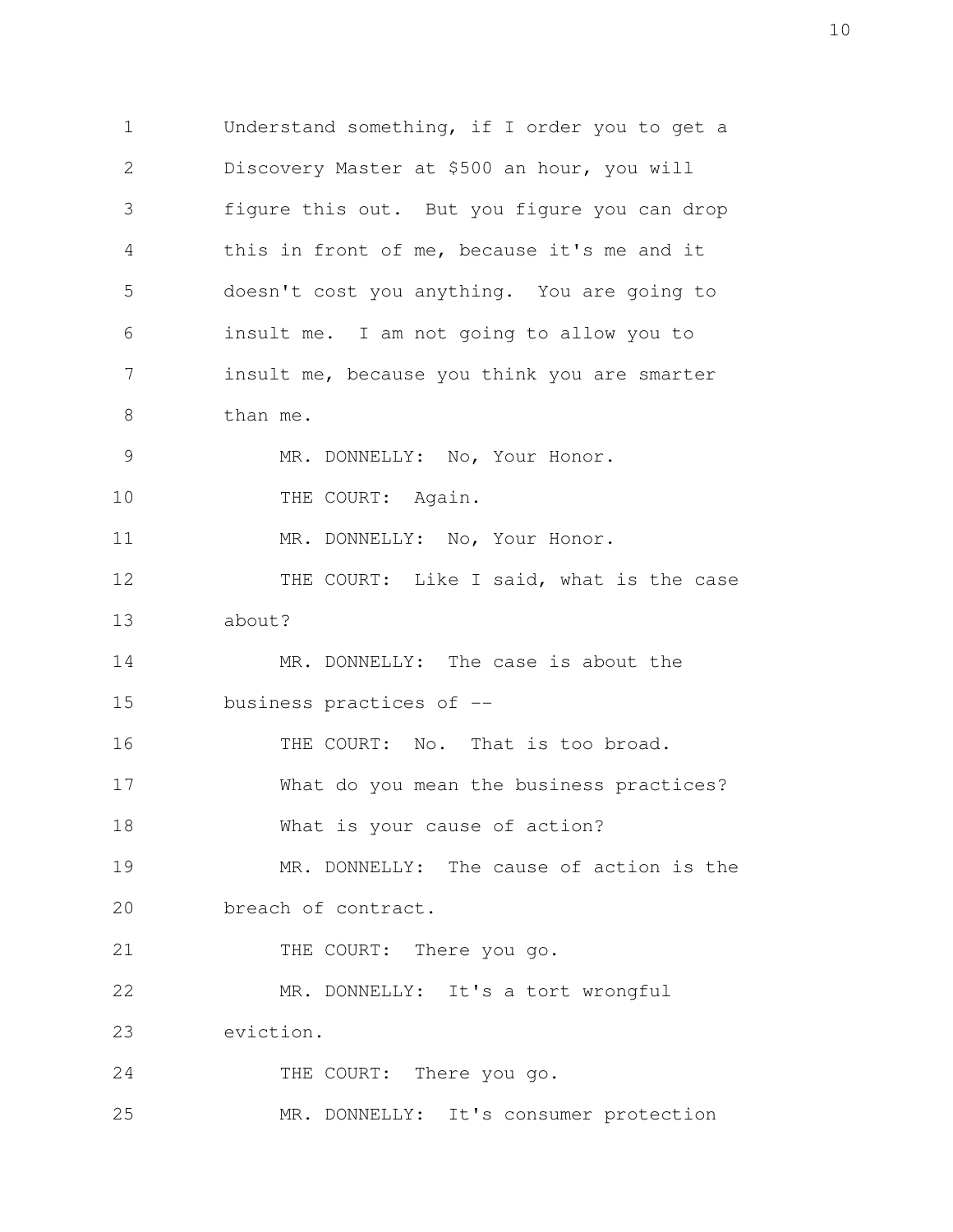Understand something, if I order you to get a Discovery Master at $500 an hour, you will figure this out. But you figure you can drop this in front of me, because it's me and it doesn't cost you anything. You are going to insult me. I am not going to allow you to insult me, because you think you are smarter than me.

MR. DONNELLY: No, Your Honor.

THE COURT: Again.

MR. DONNELLY: No, Your Honor.

THE COURT: Like I said, what is the case about?

MR. DONNELLY: The case is about the business practices of --

THE COURT: No. That is too broad. What do you mean the business practices? What is your cause of action?

MR. DONNELLY: The cause of action is the breach of contract.

THE COURT: There you go.

MR. DONNELLY: It's a tort wrongful eviction.

THE COURT: There you go.

MR. DONNELLY: It's consumer protection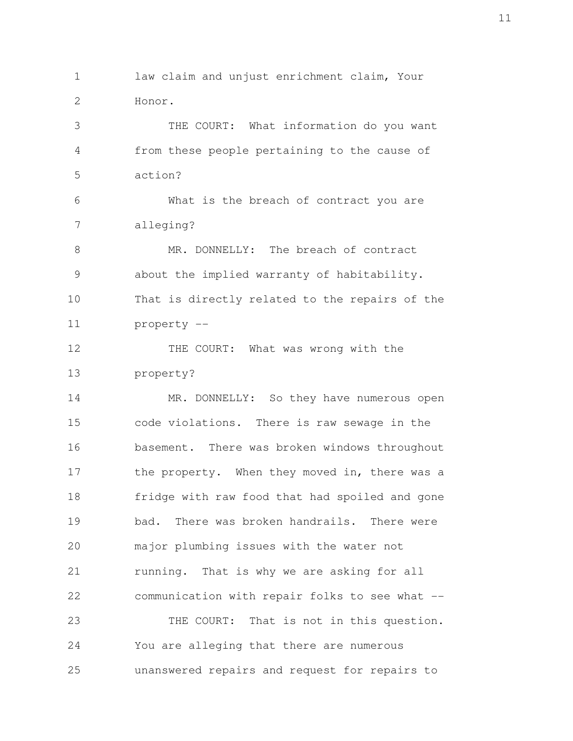law claim and unjust enrichment claim, Your Honor.

THE COURT: What information do you want from these people pertaining to the cause of action?

What is the breach of contract you are alleging?

MR. DONNELLY: The breach of contract about the implied warranty of habitability. That is directly related to the repairs of the property --

THE COURT: What was wrong with the property?

MR. DONNELLY: So they have numerous open code violations. There is raw sewage in the basement. There was broken windows throughout the property. When they moved in, there was a fridge with raw food that had spoiled and gone bad. There was broken handrails. There were major plumbing issues with the water not running. That is why we are asking for all communication with repair folks to see what --

THE COURT: That is not in this question. You are alleging that there are numerous unanswered repairs and request for repairs to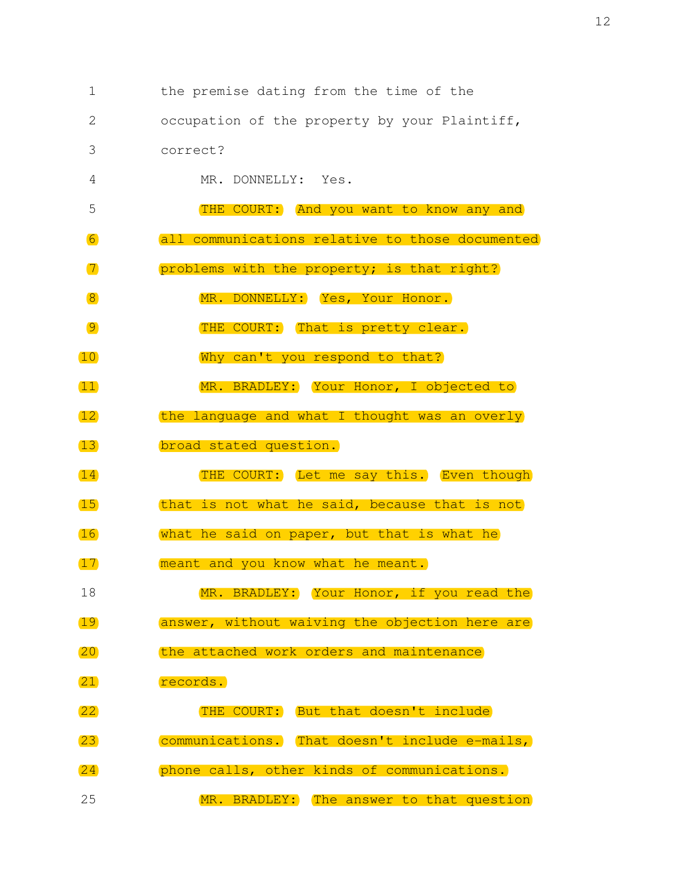1 the premise dating from the time of the

2 occupation of the property by your Plaintiff,

3 correct?

4 MR. DONNELLY: Yes.

5 THE COURT: And you want to know any and

6 all communications relative to those documented

7 problems with the property; is that right?

8 MR. DONNELLY: Yes, Your Honor.

9 THE COURT: That is pretty clear.

10 Why can't you respond to that?

11 MR. BRADLEY: Your Honor, I objected to

12 the language and what I thought was an overly

13 broad stated question.

14 THE COURT: Let me say this. Even though

15 that is not what he said, because that is not

16 what he said on paper, but that is what he

17 meant and you know what he meant.

18 MR. BRADLEY: Your Honor, if you read the

19 answer, without waiving the objection here are

20 the attached work orders and maintenance

21 records.

22 THE COURT: But that doesn't include

23 communications. That doesn't include e-mails,

24 phone calls, other kinds of communications.

25 MR. BRADLEY: The answer to that question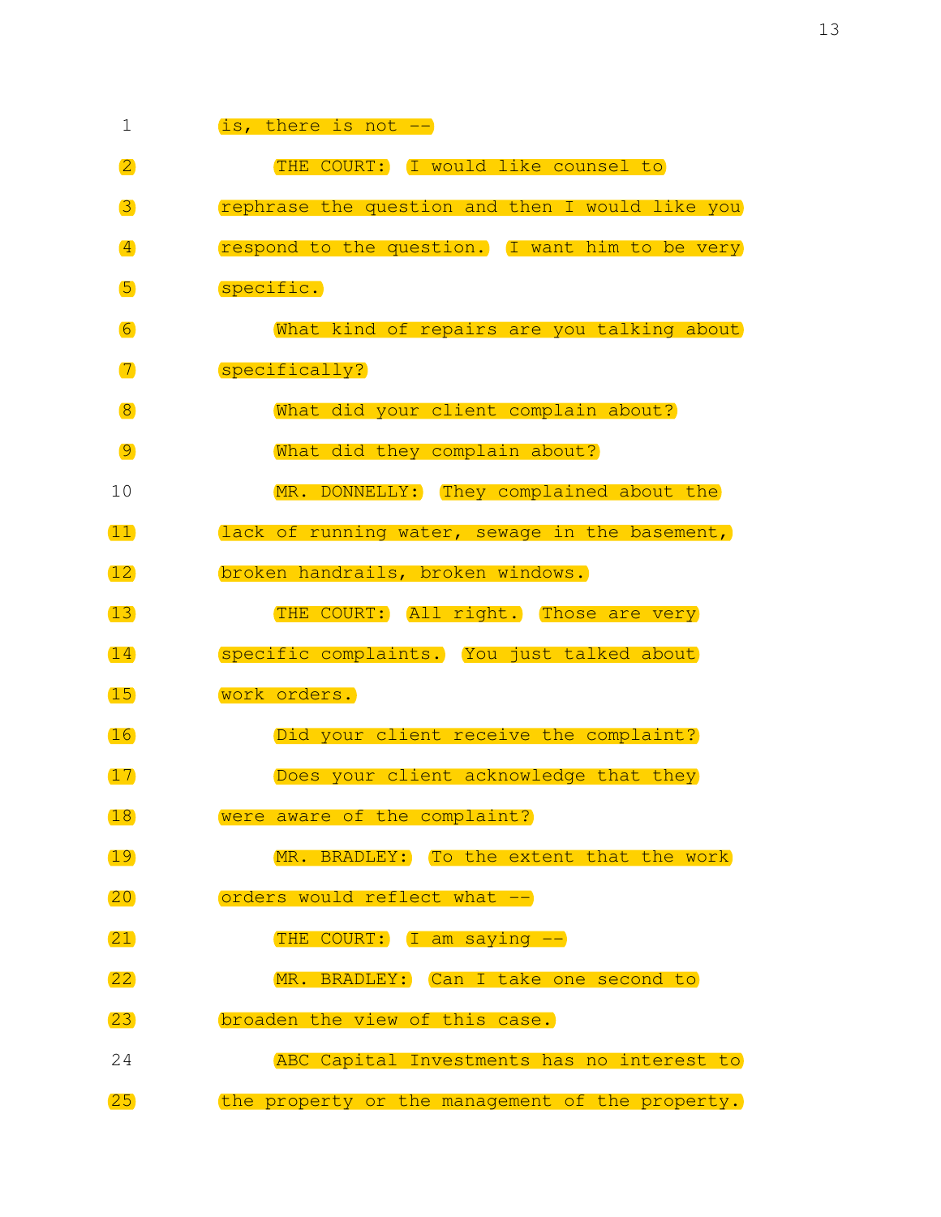is, there is not --

THE COURT: I would like counsel to rephrase the question and then I would like you respond to the question. I want him to be very specific.

What kind of repairs are you talking about specifically?

What did your client complain about?

What did they complain about?

MR. DONNELLY: They complained about the lack of running water, sewage in the basement, broken handrails, broken windows.

THE COURT: All right. Those are very specific complaints. You just talked about work orders.

Did your client receive the complaint?

Does your client acknowledge that they were aware of the complaint?

MR. BRADLEY: To the extent that the work orders would reflect what --

THE COURT: I am saying --

MR. BRADLEY: Can I take one second to broaden the view of this case.

ABC Capital Investments has no interest to the property or the management of the property.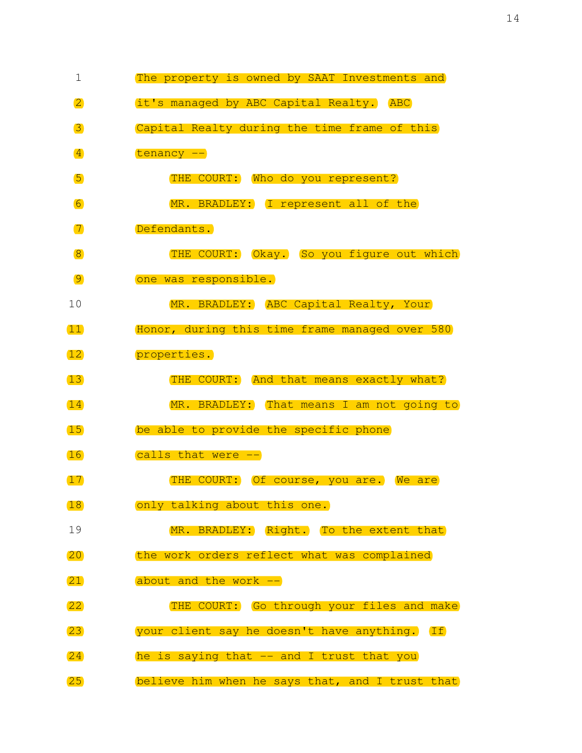The property is owned by SAAT Investments and it's managed by ABC Capital Realty. ABC Capital Realty during the time frame of this tenancy --

THE COURT: Who do you represent?

MR. BRADLEY: I represent all of the Defendants.

THE COURT: Okay. So you figure out which one was responsible.

MR. BRADLEY: ABC Capital Realty, Your Honor, during this time frame managed over 580 properties.

THE COURT: And that means exactly what?

MR. BRADLEY: That means I am not going to be able to provide the specific phone calls that were --

THE COURT: Of course, you are. We are only talking about this one.

MR. BRADLEY: Right. To the extent that the work orders reflect what was complained about and the work --

THE COURT: Go through your files and make your client say he doesn't have anything. If he is saying that -- and I trust that you believe him when he says that, and I trust that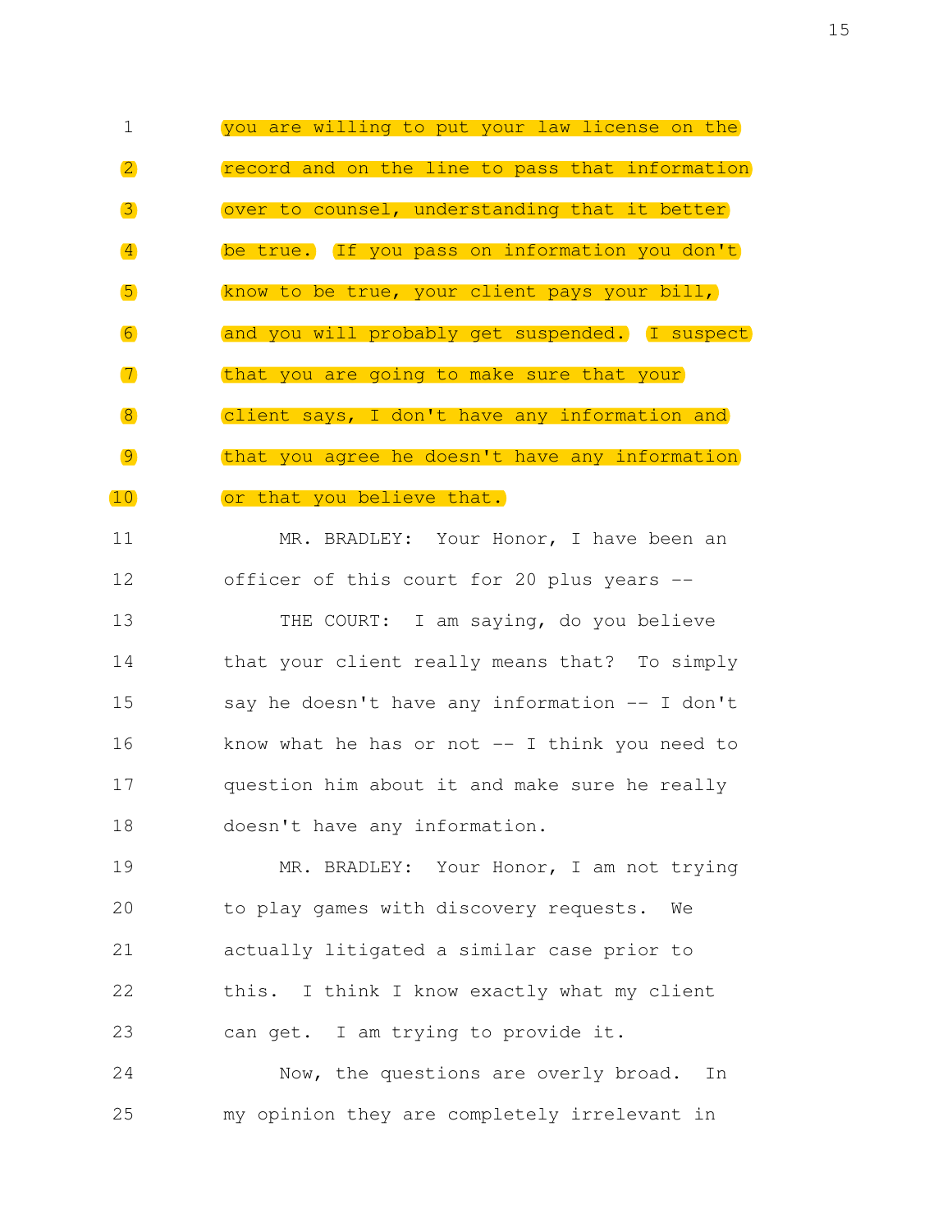you are willing to put your law license on the record and on the line to pass that information over to counsel, understanding that it better be true. If you pass on information you don't know to be true, your client pays your bill, and you will probably get suspended. I suspect that you are going to make sure that your client says, I don't have any information and that you agree he doesn't have any information or that you believe that.

MR. BRADLEY: Your Honor, I have been an officer of this court for 20 plus years --

THE COURT: I am saying, do you believe that your client really means that? To simply say he doesn't have any information -- I don't know what he has or not -- I think you need to question him about it and make sure he really doesn't have any information.

MR. BRADLEY: Your Honor, I am not trying to play games with discovery requests. We actually litigated a similar case prior to this. I think I know exactly what my client can get. I am trying to provide it.

Now, the questions are overly broad. In my opinion they are completely irrelevant in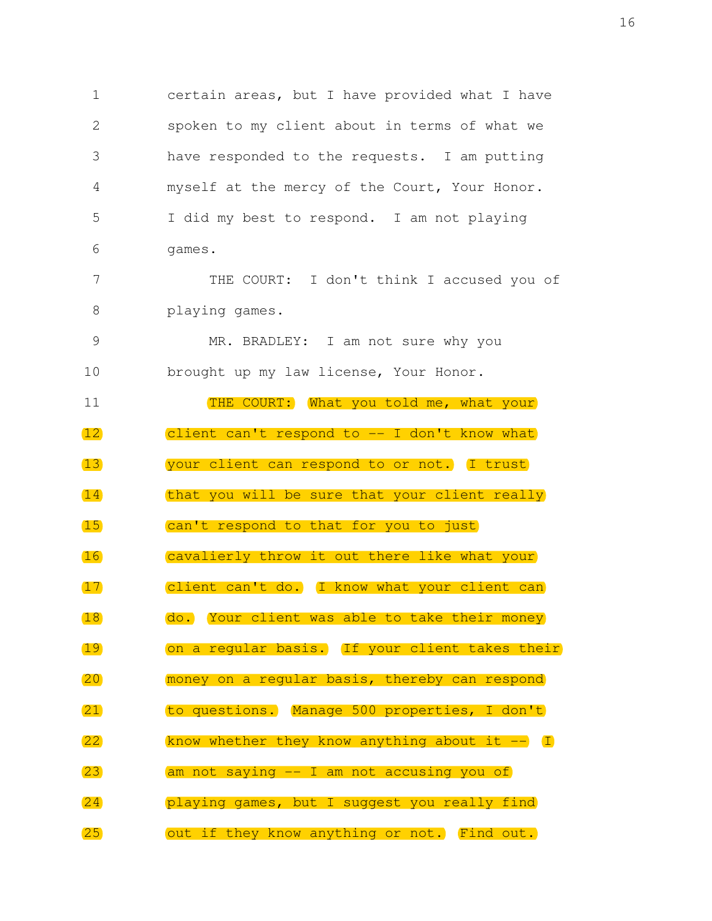1 certain areas, but I have provided what I have
2 spoken to my client about in terms of what we
3 have responded to the requests. I am putting
4 myself at the mercy of the Court, Your Honor.
5 I did my best to respond. I am not playing
6 games.
7 THE COURT: I don't think I accused you of
8 playing games.
9 MR. BRADLEY: I am not sure why you
10 brought up my law license, Your Honor.
11 THE COURT: What you told me, what your
12 client can't respond to -- I don't know what
13 your client can respond to or not. I trust
14 that you will be sure that your client really
15 can't respond to that for you to just
16 cavalierly throw it out there like what your
17 client can't do. I know what your client can
18 do. Your client was able to take their money
19 on a regular basis. If your client takes their
20 money on a regular basis, thereby can respond
21 to questions. Manage 500 properties, I don't
22 know whether they know anything about it -- I
23 am not saying -- I am not accusing you of
24 playing games, but I suggest you really find
25 out if they know anything or not. Find out.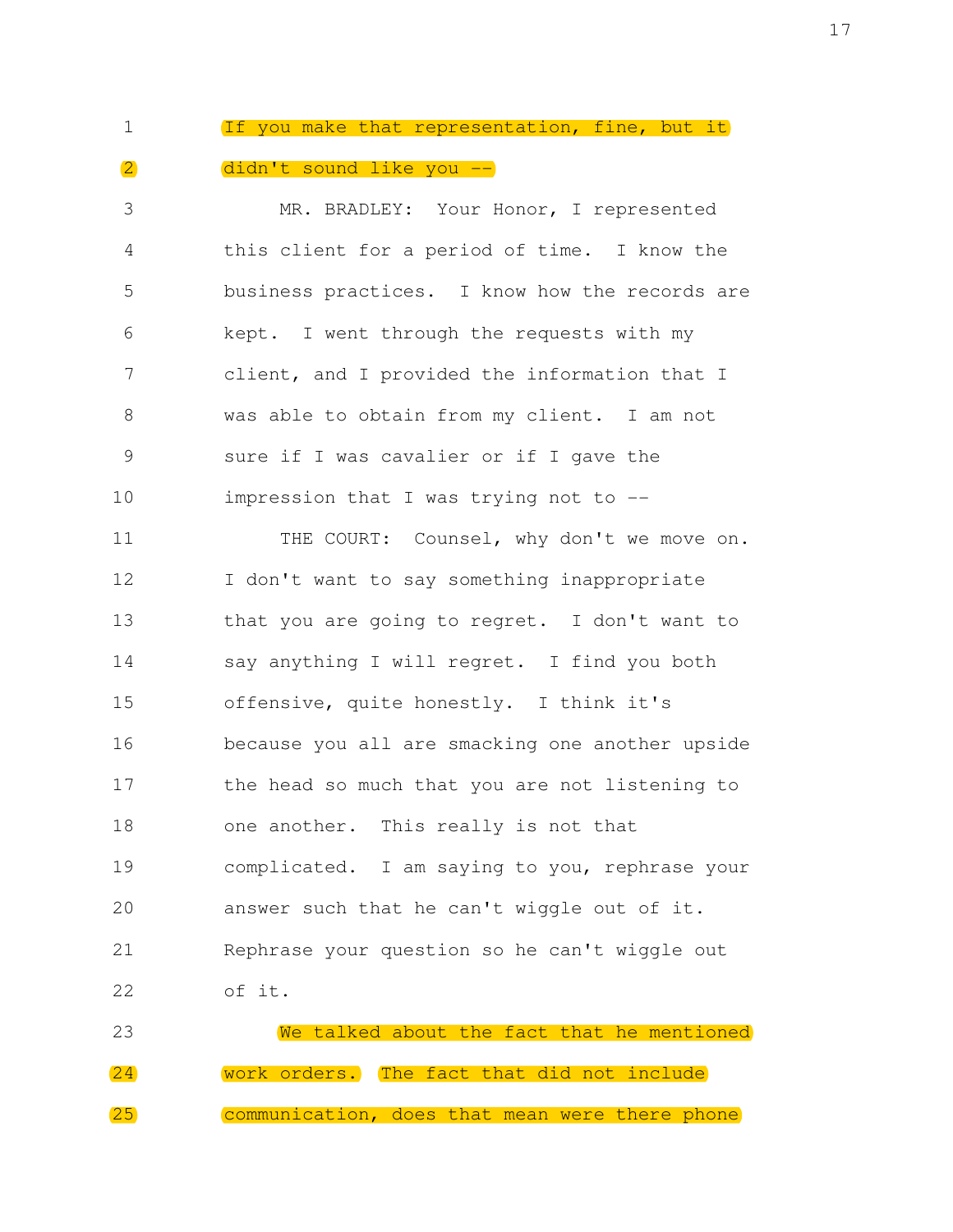1 If you make that representation, fine, but it

2 didn't sound like you --

3 MR. BRADLEY: Your Honor, I represented

4 this client for a period of time. I know the

5 business practices. I know how the records are

6 kept. I went through the requests with my

7 client, and I provided the information that I

8 was able to obtain from my client. I am not

9 sure if I was cavalier or if I gave the

10 impression that I was trying not to --

11 THE COURT: Counsel, why don't we move on.

12 I don't want to say something inappropriate

13 that you are going to regret. I don't want to

14 say anything I will regret. I find you both

15 offensive, quite honestly. I think it's

16 because you all are smacking one another upside

17 the head so much that you are not listening to

18 one another. This really is not that

19 complicated. I am saying to you, rephrase your

20 answer such that he can't wiggle out of it.

21 Rephrase your question so he can't wiggle out

22 of it.

23 We talked about the fact that he mentioned

24 work orders. The fact that did not include

25 communication, does that mean were there phone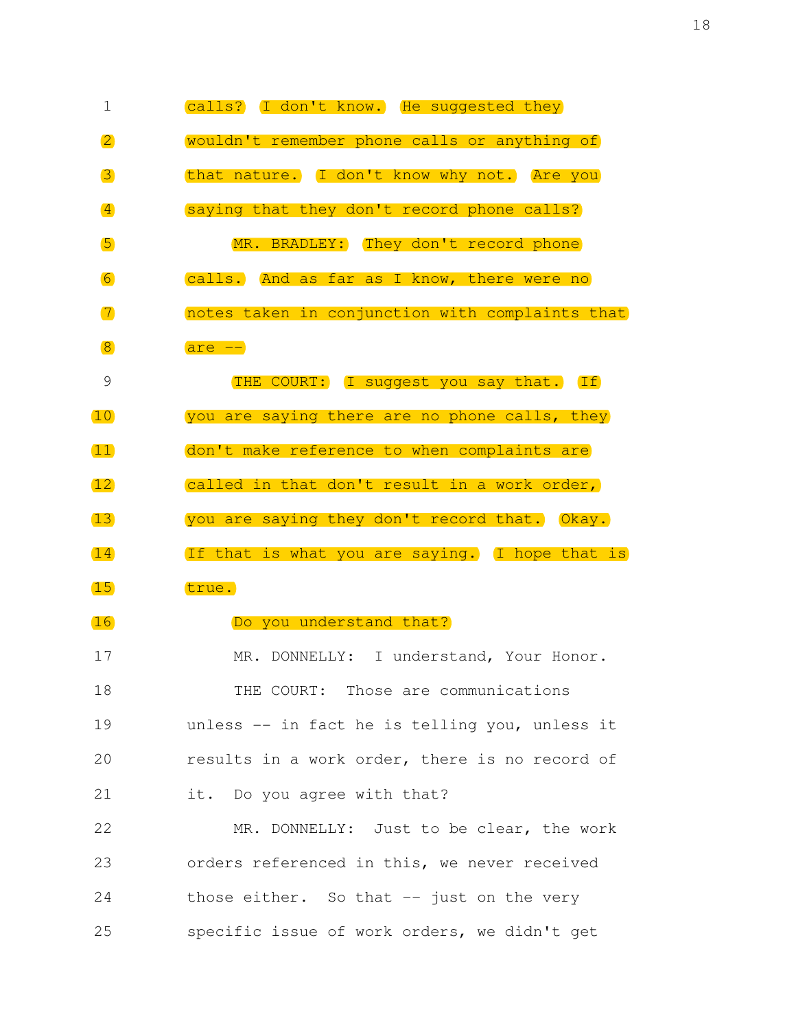1 calls? I don't know. He suggested they
2 wouldn't remember phone calls or anything of
3 that nature. I don't know why not. Are you
4 saying that they don't record phone calls?
5 MR. BRADLEY: They don't record phone
6 calls. And as far as I know, there were no
7 notes taken in conjunction with complaints that
8 are --
9 THE COURT: I suggest you say that. If
10 you are saying there are no phone calls, they
11 don't make reference to when complaints are
12 called in that don't result in a work order,
13 you are saying they don't record that. Okay.
14 If that is what you are saying. I hope that is
15 true.
16 Do you understand that?
17 MR. DONNELLY: I understand, Your Honor.
18 THE COURT: Those are communications
19 unless -- in fact he is telling you, unless it
20 results in a work order, there is no record of
21 it. Do you agree with that?
22 MR. DONNELLY: Just to be clear, the work
23 orders referenced in this, we never received
24 those either. So that -- just on the very
25 specific issue of work orders, we didn't get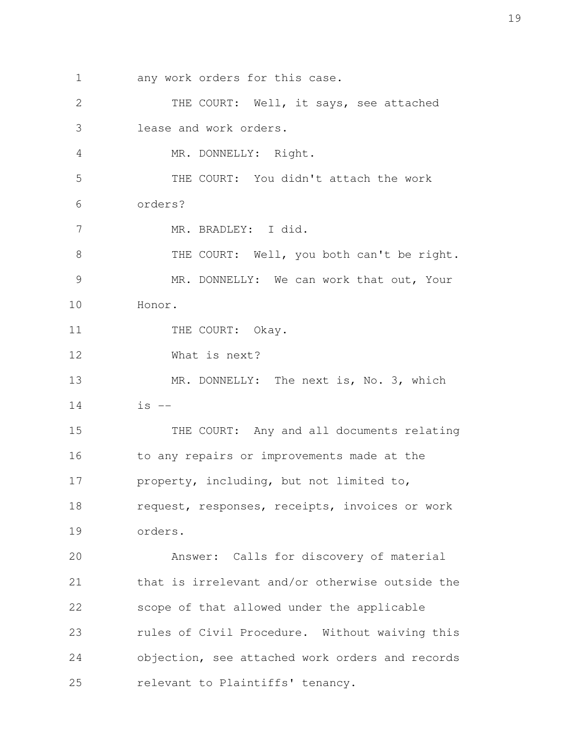1 any work orders for this case.

2 THE COURT: Well, it says, see attached

3 lease and work orders.

4 MR. DONNELLY: Right.

5 THE COURT: You didn't attach the work

6 orders?

7 MR. BRADLEY: I did.

8 THE COURT: Well, you both can't be right.

9 MR. DONNELLY: We can work that out, Your

10 Honor.

11 THE COURT: Okay.

12 What is next?

13 MR. DONNELLY: The next is, No. 3, which

14 is --

15 THE COURT: Any and all documents relating

16 to any repairs or improvements made at the

17 property, including, but not limited to,

18 request, responses, receipts, invoices or work

19 orders.

20 Answer: Calls for discovery of material

21 that is irrelevant and/or otherwise outside the

22 scope of that allowed under the applicable

23 rules of Civil Procedure. Without waiving this

24 objection, see attached work orders and records

25 relevant to Plaintiffs' tenancy.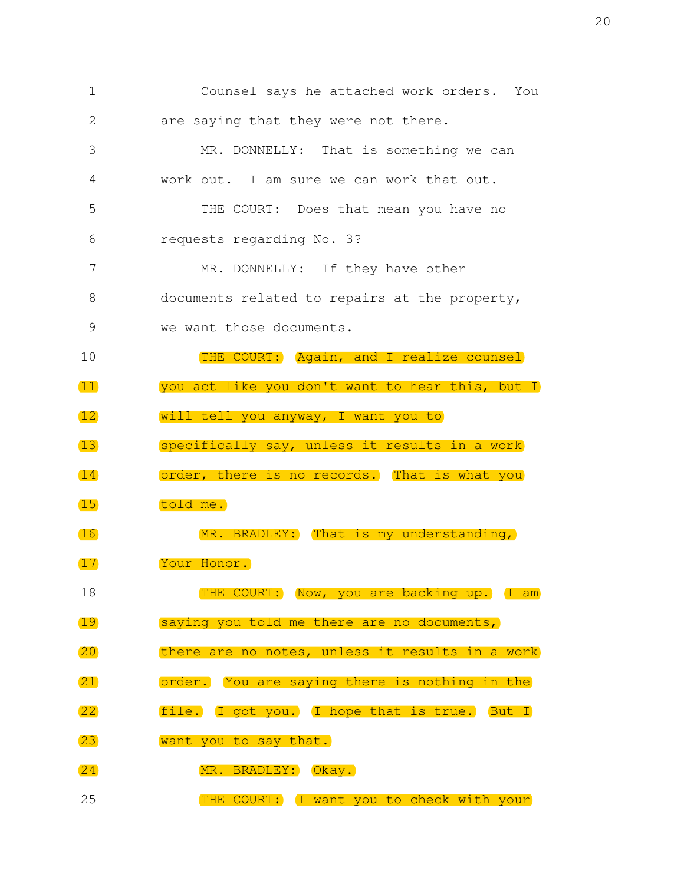1 Counsel says he attached work orders. You
2 are saying that they were not there.
3 MR. DONNELLY: That is something we can
4 work out. I am sure we can work that out.
5 THE COURT: Does that mean you have no
6 requests regarding No. 3?
7 MR. DONNELLY: If they have other
8 documents related to repairs at the property,
9 we want those documents.
10 THE COURT: Again, and I realize counsel
11 you act like you don't want to hear this, but I
12 will tell you anyway, I want you to
13 specifically say, unless it results in a work
14 order, there is no records. That is what you
15 told me.
16 MR. BRADLEY: That is my understanding,
17 Your Honor.
18 THE COURT: Now, you are backing up. I am
19 saying you told me there are no documents,
20 there are no notes, unless it results in a work
21 order. You are saying there is nothing in the
22 file. I got you. I hope that is true. But I
23 want you to say that.
24 MR. BRADLEY: Okay.
25 THE COURT: I want you to check with your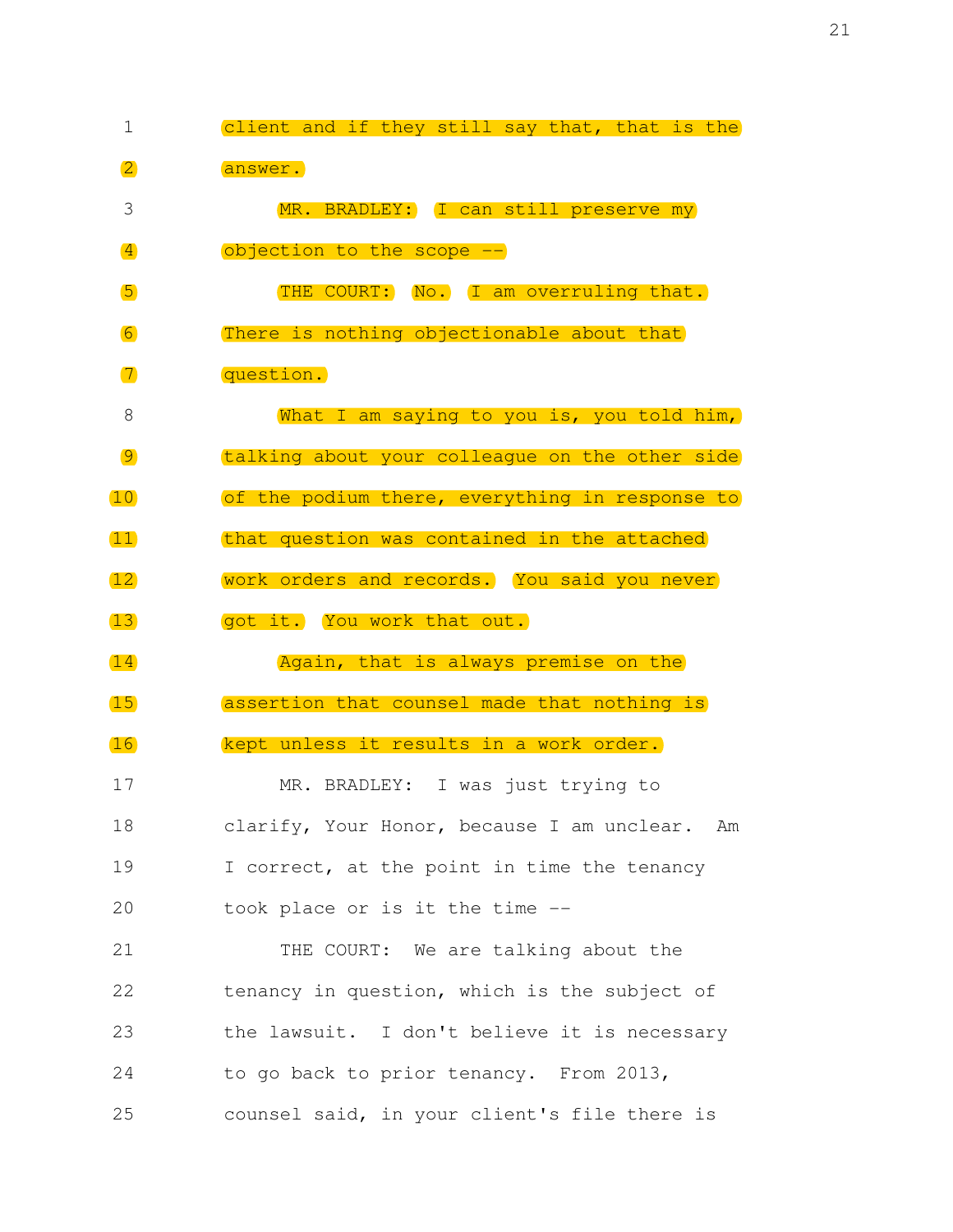1 client and if they still say that, that is the

2 answer.

3 MR. BRADLEY: I can still preserve my

4 objection to the scope --

5 THE COURT: No. I am overruling that.

6 There is nothing objectionable about that

7 question.

8 What I am saying to you is, you told him,

9 talking about your colleague on the other side

10 of the podium there, everything in response to

11 that question was contained in the attached

12 work orders and records. You said you never

13 got it. You work that out.

14 Again, that is always premise on the

15 assertion that counsel made that nothing is

16 kept unless it results in a work order.

17 MR. BRADLEY: I was just trying to

18 clarify, Your Honor, because I am unclear. Am

19 I correct, at the point in time the tenancy

20 took place or is it the time --

21 THE COURT: We are talking about the

22 tenancy in question, which is the subject of

23 the lawsuit. I don't believe it is necessary

24 to go back to prior tenancy. From 2013,

25 counsel said, in your client's file there is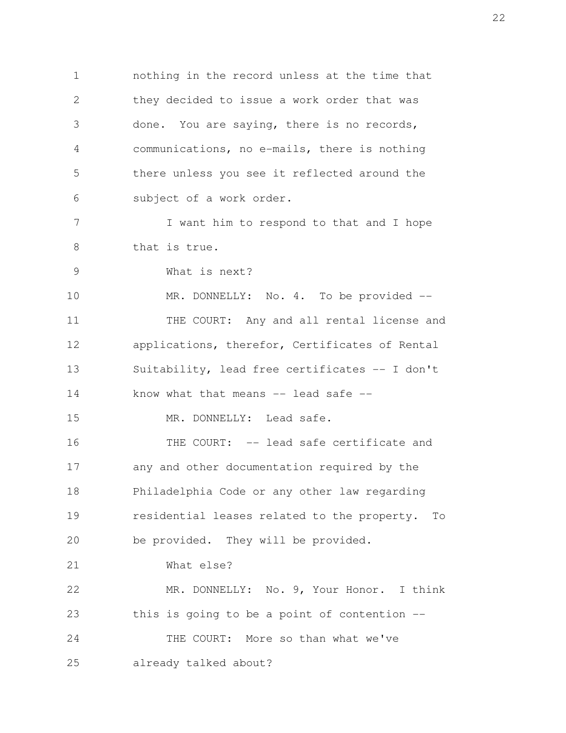nothing in the record unless at the time that they decided to issue a work order that was done. You are saying, there is no records, communications, no e-mails, there is nothing there unless you see it reflected around the subject of a work order.

I want him to respond to that and I hope that is true.

What is next?

MR. DONNELLY: No. 4. To be provided --

THE COURT: Any and all rental license and applications, therefor, Certificates of Rental Suitability, lead free certificates -- I don't know what that means -- lead safe --

MR. DONNELLY: Lead safe.

THE COURT: -- lead safe certificate and any and other documentation required by the Philadelphia Code or any other law regarding residential leases related to the property. To be provided. They will be provided.

What else?

MR. DONNELLY: No. 9, Your Honor. I think this is going to be a point of contention --

THE COURT: More so than what we've already talked about?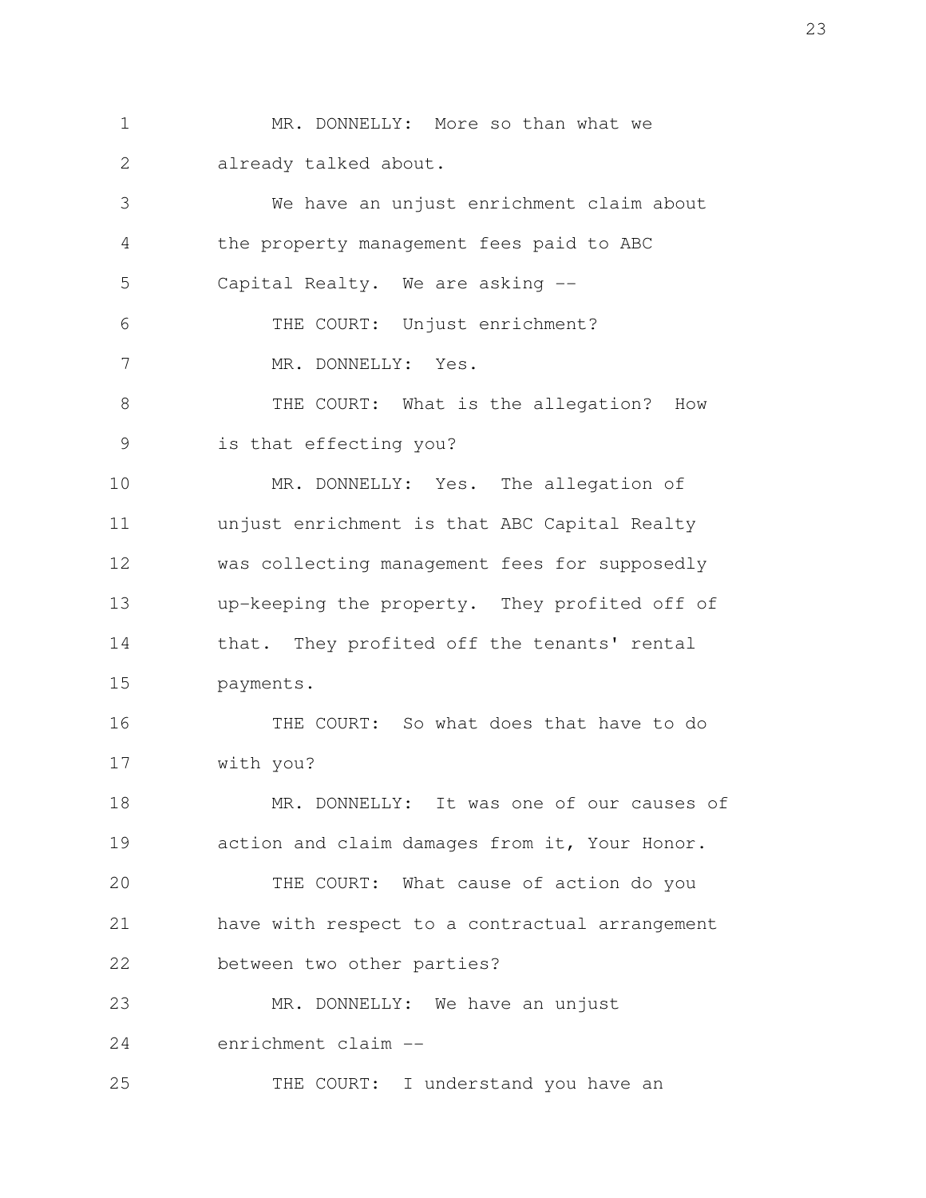MR. DONNELLY: More so than what we already talked about.

We have an unjust enrichment claim about the property management fees paid to ABC Capital Realty. We are asking --

THE COURT: Unjust enrichment?

MR. DONNELLY: Yes.

THE COURT: What is the allegation? How is that effecting you?

MR. DONNELLY: Yes. The allegation of unjust enrichment is that ABC Capital Realty was collecting management fees for supposedly up-keeping the property. They profited off of that. They profited off the tenants' rental payments.

THE COURT: So what does that have to do with you?

MR. DONNELLY: It was one of our causes of action and claim damages from it, Your Honor.

THE COURT: What cause of action do you have with respect to a contractual arrangement between two other parties?

MR. DONNELLY: We have an unjust enrichment claim --

THE COURT: I understand you have an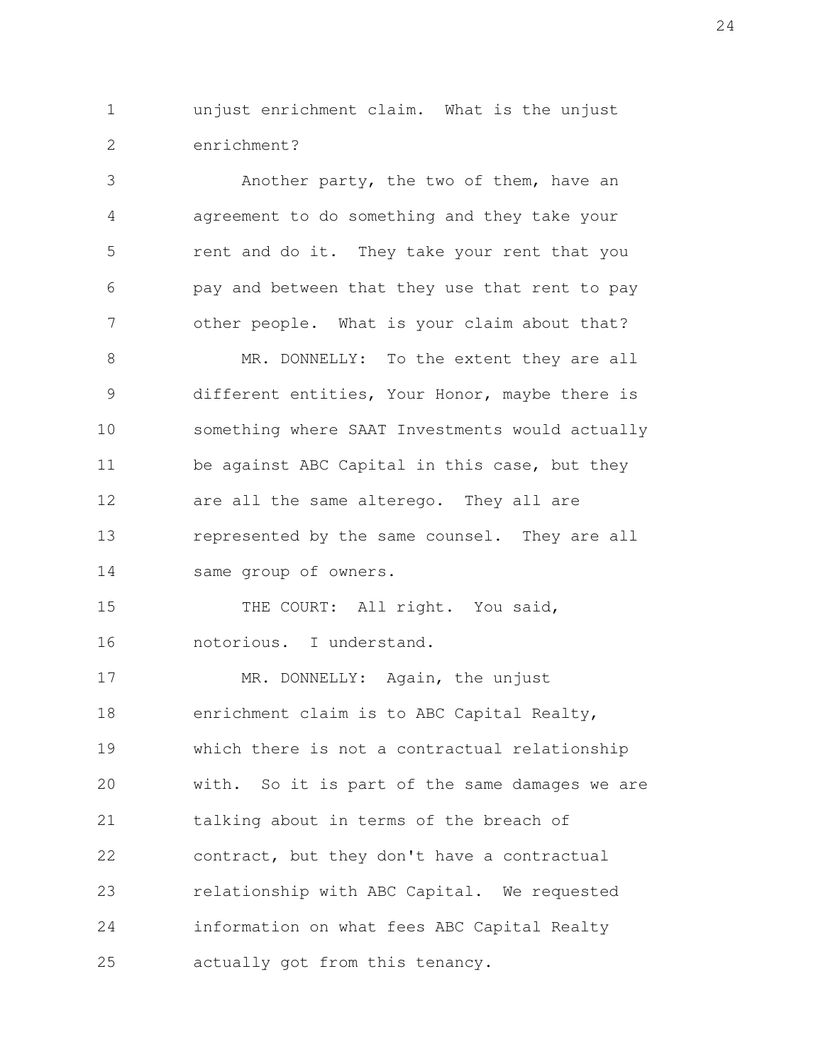unjust enrichment claim. What is the unjust enrichment?

Another party, the two of them, have an agreement to do something and they take your rent and do it. They take your rent that you pay and between that they use that rent to pay other people. What is your claim about that?

MR. DONNELLY: To the extent they are all different entities, Your Honor, maybe there is something where SAAT Investments would actually be against ABC Capital in this case, but they are all the same alterego. They all are represented by the same counsel. They are all same group of owners.

THE COURT: All right. You said, notorious. I understand.

MR. DONNELLY: Again, the unjust enrichment claim is to ABC Capital Realty, which there is not a contractual relationship with. So it is part of the same damages we are talking about in terms of the breach of contract, but they don't have a contractual relationship with ABC Capital. We requested information on what fees ABC Capital Realty actually got from this tenancy.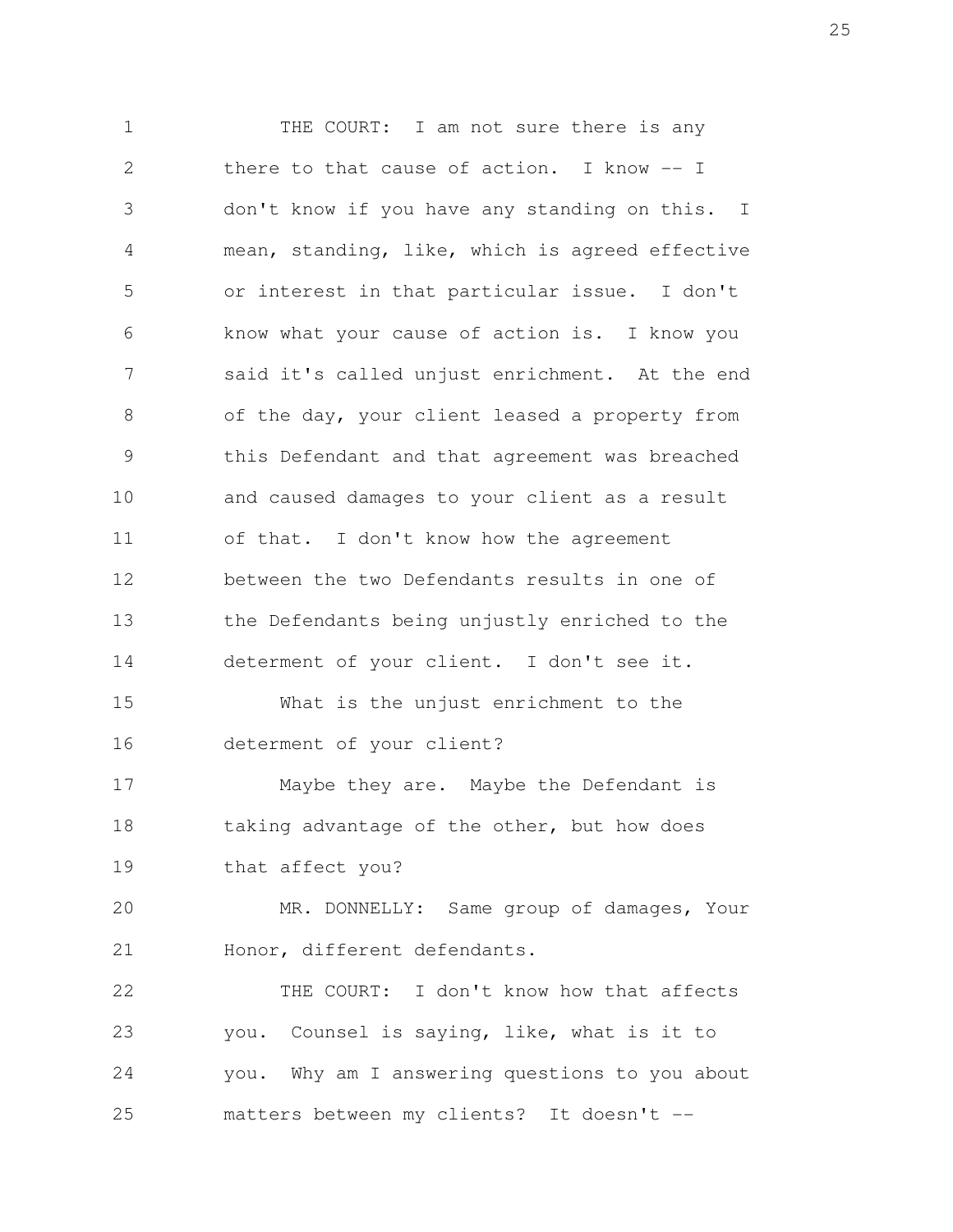THE COURT: I am not sure there is any there to that cause of action. I know -- I don't know if you have any standing on this. I mean, standing, like, which is agreed effective or interest in that particular issue. I don't know what your cause of action is. I know you said it's called unjust enrichment. At the end of the day, your client leased a property from this Defendant and that agreement was breached and caused damages to your client as a result of that. I don't know how the agreement between the two Defendants results in one of the Defendants being unjustly enriched to the determent of your client. I don't see it.

What is the unjust enrichment to the determent of your client?

Maybe they are. Maybe the Defendant is taking advantage of the other, but how does that affect you?

MR. DONNELLY: Same group of damages, Your Honor, different defendants.

THE COURT: I don't know how that affects you. Counsel is saying, like, what is it to you. Why am I answering questions to you about matters between my clients? It doesn't --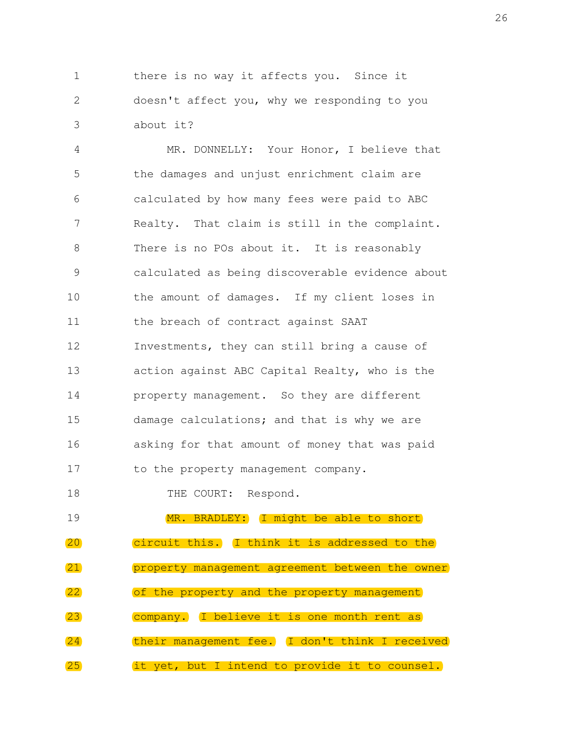1 there is no way it affects you. Since it
2 doesn't affect you, why we responding to you
3 about it?
4 MR. DONNELLY: Your Honor, I believe that
5 the damages and unjust enrichment claim are
6 calculated by how many fees were paid to ABC
7 Realty. That claim is still in the complaint.
8 There is no POs about it. It is reasonably
9 calculated as being discoverable evidence about
10 the amount of damages. If my client loses in
11 the breach of contract against SAAT
12 Investments, they can still bring a cause of
13 action against ABC Capital Realty, who is the
14 property management. So they are different
15 damage calculations; and that is why we are
16 asking for that amount of money that was paid
17 to the property management company.
18 THE COURT: Respond.
19 MR. BRADLEY: I might be able to short
20 circuit this. I think it is addressed to the
21 property management agreement between the owner
22 of the property and the property management
23 company. I believe it is one month rent as
24 their management fee. I don't think I received
25 it yet, but I intend to provide it to counsel.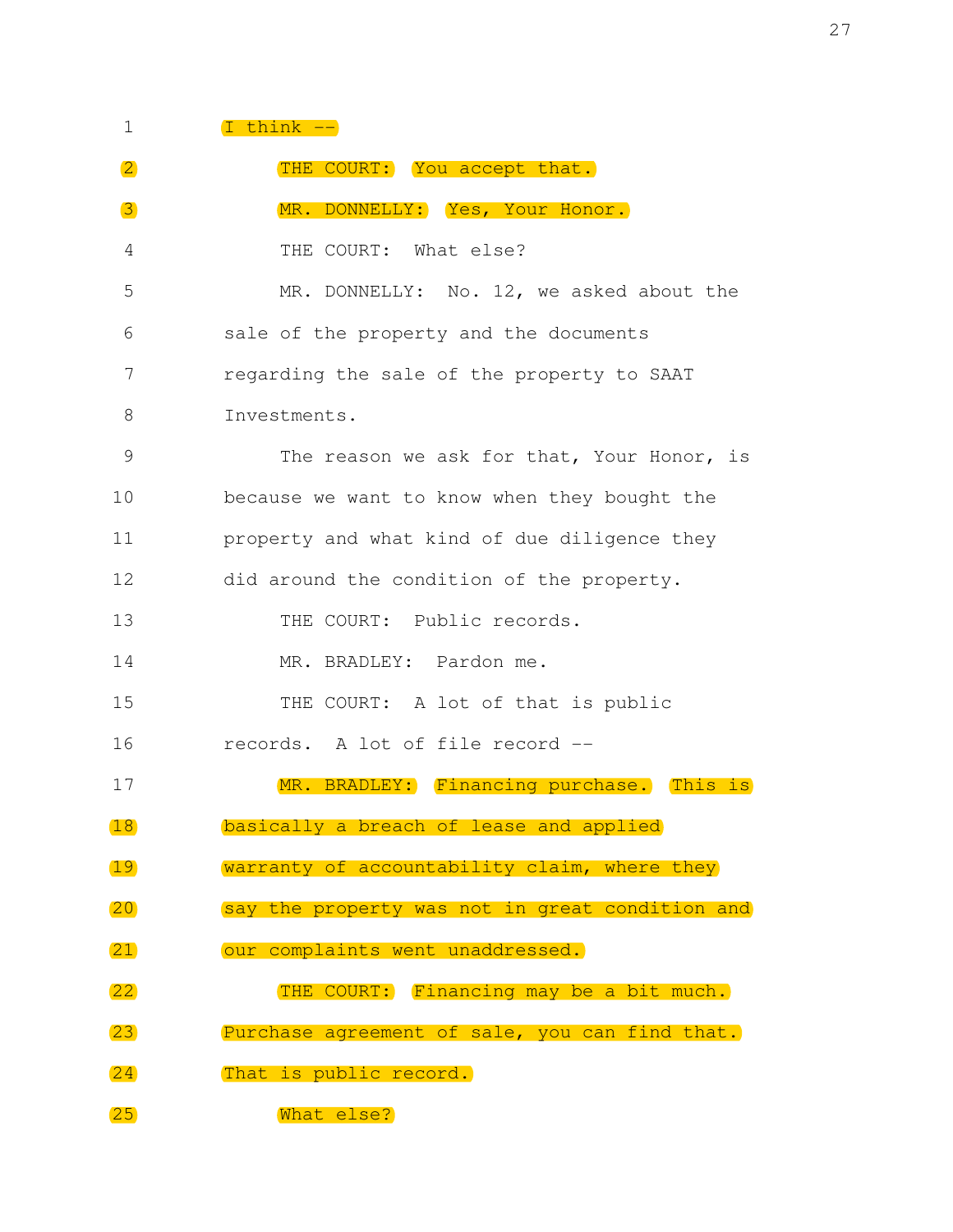1 I think --

2 THE COURT: You accept that.

3 MR. DONNELLY: Yes, Your Honor.

4 THE COURT: What else?

5 MR. DONNELLY: No. 12, we asked about the

6 sale of the property and the documents

7 regarding the sale of the property to SAAT

8 Investments.

9 The reason we ask for that, Your Honor, is

10 because we want to know when they bought the

11 property and what kind of due diligence they

12 did around the condition of the property.

13 THE COURT: Public records.

14 MR. BRADLEY: Pardon me.

15 THE COURT: A lot of that is public

16 records. A lot of file record --

17 MR. BRADLEY: Financing purchase. This is

18 basically a breach of lease and applied

19 warranty of accountability claim, where they

20 say the property was not in great condition and

21 our complaints went unaddressed.

22 THE COURT: Financing may be a bit much.

23 Purchase agreement of sale, you can find that.

24 That is public record.

25 What else?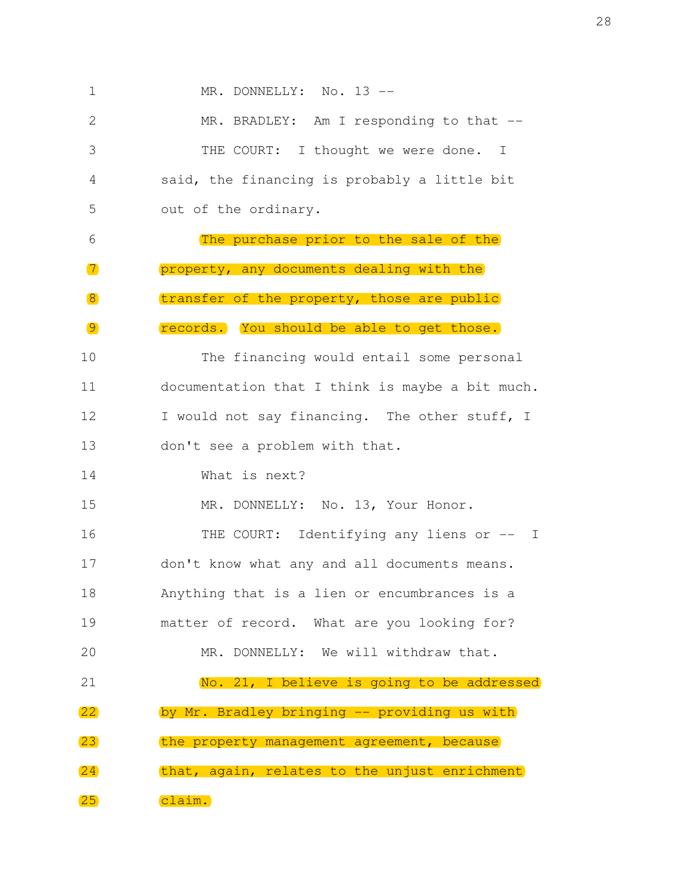1 MR. DONNELLY: No. 13 --

2 MR. BRADLEY: Am I responding to that --

3 THE COURT: I thought we were done. I

4 said, the financing is probably a little bit

5 out of the ordinary.

6 The purchase prior to the sale of the

7 property, any documents dealing with the

8 transfer of the property, those are public

9 records. You should be able to get those.

10 The financing would entail some personal

11 documentation that I think is maybe a bit much.

12 I would not say financing. The other stuff, I

13 don't see a problem with that.

14 What is next?

15 MR. DONNELLY: No. 13, Your Honor.

16 THE COURT: Identifying any liens or -- I

17 don't know what any and all documents means.

18 Anything that is a lien or encumbrances is a

19 matter of record. What are you looking for?

20 MR. DONNELLY: We will withdraw that.

21 No. 21, I believe is going to be addressed

22 by Mr. Bradley bringing -- providing us with

23 the property management agreement, because

24 that, again, relates to the unjust enrichment

25 claim.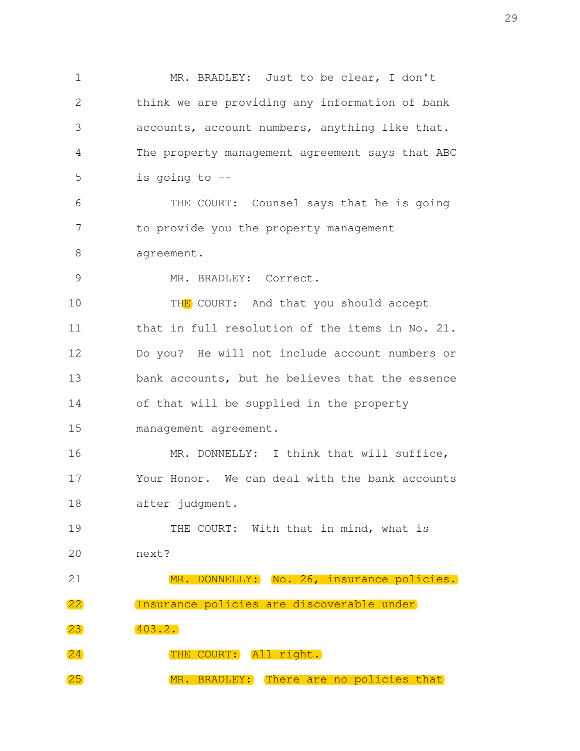1 MR. BRADLEY: Just to be clear, I don't
2 think we are providing any information of bank
3 accounts, account numbers, anything like that.
4 The property management agreement says that ABC
5 is going to --
6 THE COURT: Counsel says that he is going
7 to provide you the property management
8 agreement.
9 MR. BRADLEY: Correct.
10 THE COURT: And that you should accept
11 that in full resolution of the items in No. 21.
12 Do you? He will not include account numbers or
13 bank accounts, but he believes that the essence
14 of that will be supplied in the property
15 management agreement.
16 MR. DONNELLY: I think that will suffice,
17 Your Honor. We can deal with the bank accounts
18 after judgment.
19 THE COURT: With that in mind, what is
20 next?
21 MR. DONNELLY: No. 26, insurance policies.
22 Insurance policies are discoverable under
23 403.2.
24 THE COURT: All right.
25 MR. BRADLEY: There are no policies that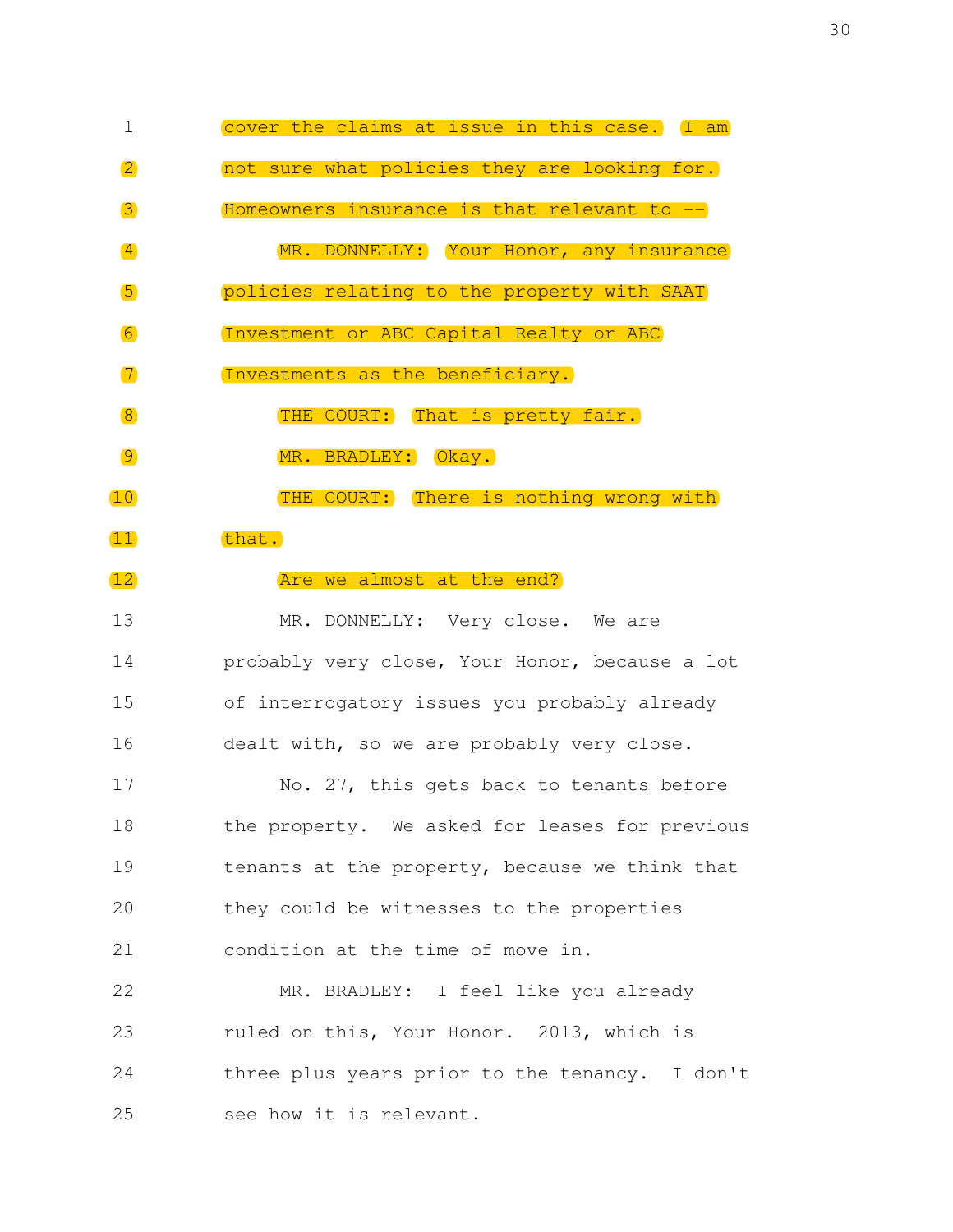1 cover the claims at issue in this case. I am

2 not sure what policies they are looking for.

3 Homeowners insurance is that relevant to --

4 MR. DONNELLY: Your Honor, any insurance

5 policies relating to the property with SAAT

6 Investment or ABC Capital Realty or ABC

7 Investments as the beneficiary.

8 THE COURT: That is pretty fair.

9 MR. BRADLEY: Okay.

10 THE COURT: There is nothing wrong with

11 that.

12 Are we almost at the end?

13 MR. DONNELLY: Very close. We are

14 probably very close, Your Honor, because a lot

15 of interrogatory issues you probably already

16 dealt with, so we are probably very close.

17 No. 27, this gets back to tenants before

18 the property. We asked for leases for previous

19 tenants at the property, because we think that

20 they could be witnesses to the properties

21 condition at the time of move in.

22 MR. BRADLEY: I feel like you already

23 ruled on this, Your Honor. 2013, which is

24 three plus years prior to the tenancy. I don't

25 see how it is relevant.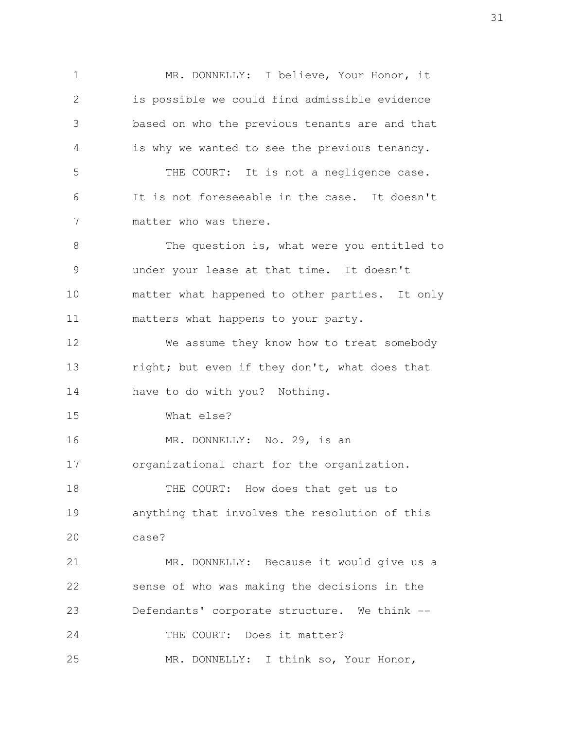MR. DONNELLY: I believe, Your Honor, it is possible we could find admissible evidence based on who the previous tenants are and that is why we wanted to see the previous tenancy.

THE COURT: It is not a negligence case. It is not foreseeable in the case. It doesn't matter who was there.

The question is, what were you entitled to under your lease at that time. It doesn't matter what happened to other parties. It only matters what happens to your party.

We assume they know how to treat somebody right; but even if they don't, what does that have to do with you? Nothing.

What else?

MR. DONNELLY: No. 29, is an organizational chart for the organization.

THE COURT: How does that get us to anything that involves the resolution of this case?

MR. DONNELLY: Because it would give us a sense of who was making the decisions in the Defendants' corporate structure. We think --

THE COURT: Does it matter?

MR. DONNELLY: I think so, Your Honor,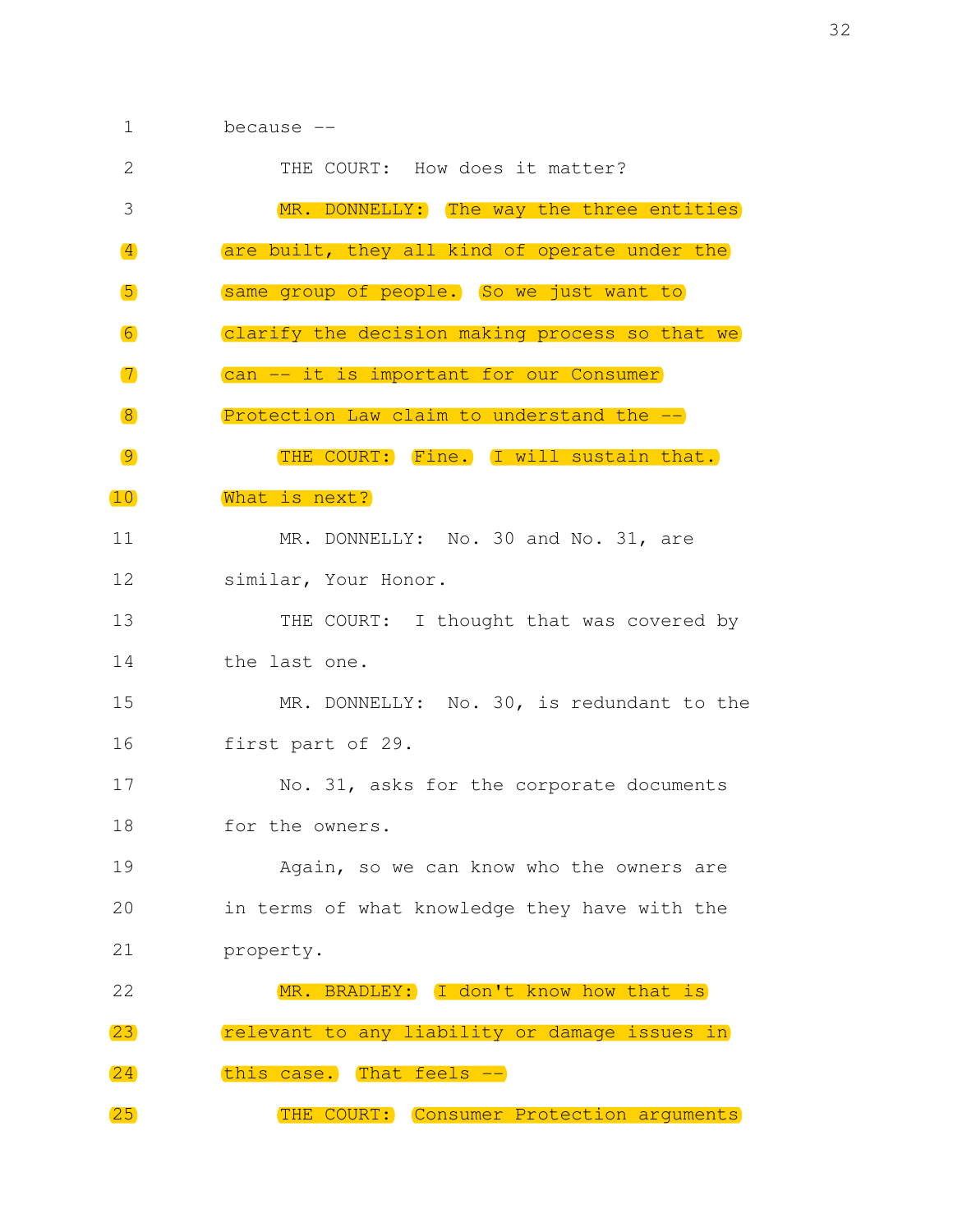1 because --

2 THE COURT: How does it matter?

3 MR. DONNELLY: The way the three entities

4 are built, they all kind of operate under the

5 same group of people. So we just want to

6 clarify the decision making process so that we

7 can -- it is important for our Consumer

8 Protection Law claim to understand the --

9 THE COURT: Fine. I will sustain that.

10 What is next?

11 MR. DONNELLY: No. 30 and No. 31, are

12 similar, Your Honor.

13 THE COURT: I thought that was covered by

14 the last one.

15 MR. DONNELLY: No. 30, is redundant to the

16 first part of 29.

17 No. 31, asks for the corporate documents

18 for the owners.

19 Again, so we can know who the owners are

20 in terms of what knowledge they have with the

21 property.

22 MR. BRADLEY: I don't know how that is

23 relevant to any liability or damage issues in

24 this case. That feels --

25 THE COURT: Consumer Protection arguments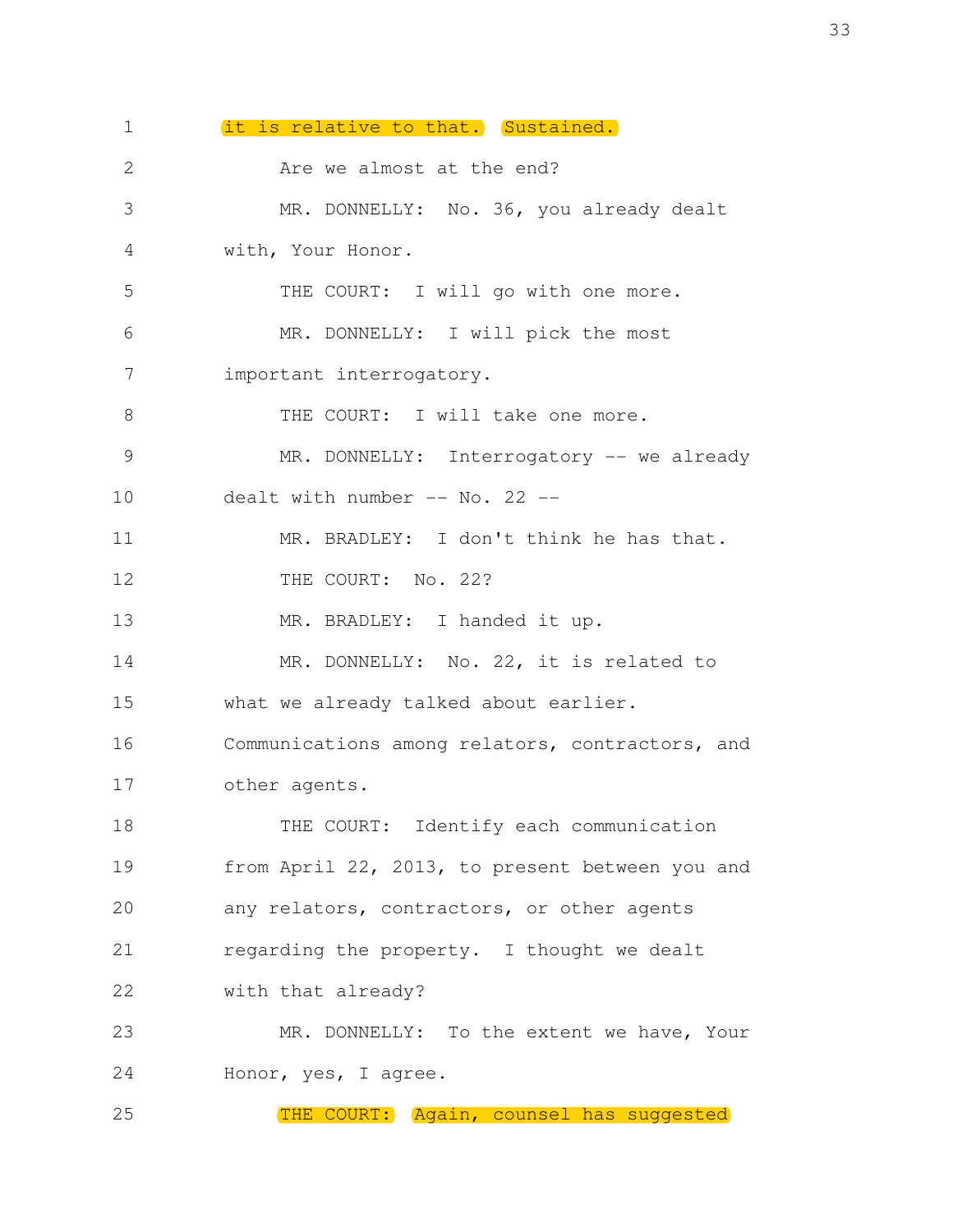1 it is relative to that. Sustained.

2 Are we almost at the end?

3 MR. DONNELLY: No. 36, you already dealt

4 with, Your Honor.

5 THE COURT: I will go with one more.

6 MR. DONNELLY: I will pick the most

7 important interrogatory.

8 THE COURT: I will take one more.

9 MR. DONNELLY: Interrogatory -- we already

10 dealt with number -- No. 22 --

11 MR. BRADLEY: I don't think he has that.

12 THE COURT: No. 22?

13 MR. BRADLEY: I handed it up.

14 MR. DONNELLY: No. 22, it is related to

15 what we already talked about earlier.

16 Communications among relators, contractors, and

17 other agents.

18 THE COURT: Identify each communication

19 from April 22, 2013, to present between you and

20 any relators, contractors, or other agents

21 regarding the property. I thought we dealt

22 with that already?

23 MR. DONNELLY: To the extent we have, Your

24 Honor, yes, I agree.

25 THE COURT: Again, counsel has suggested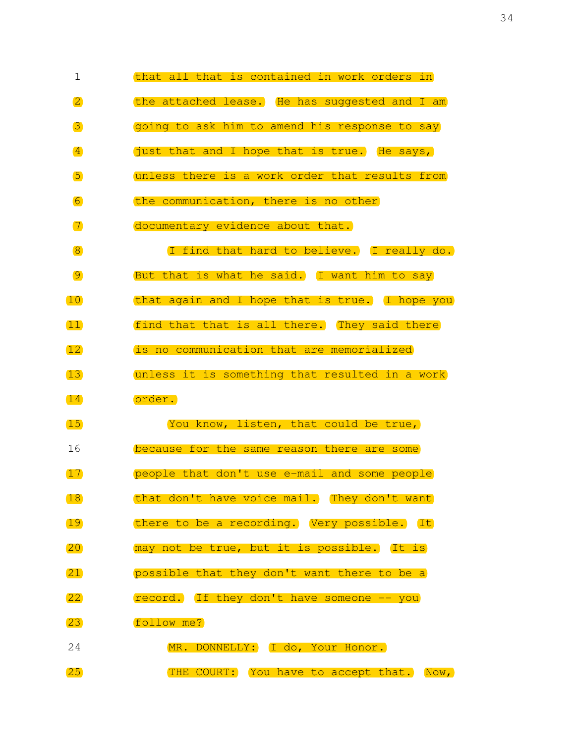1 that all that is contained in work orders in

2 the attached lease. He has suggested and I am

3 going to ask him to amend his response to say

4 just that and I hope that is true. He says,

5 unless there is a work order that results from

6 the communication, there is no other

7 documentary evidence about that.

8 I find that hard to believe. I really do.

9 But that is what he said. I want him to say

10 that again and I hope that is true. I hope you

11 find that that is all there. They said there

12 is no communication that are memorialized

13 unless it is something that resulted in a work

14 order.

15 You know, listen, that could be true,

16 because for the same reason there are some

17 people that don't use e-mail and some people

18 that don't have voice mail. They don't want

19 there to be a recording. Very possible. It

20 may not be true, but it is possible. It is

21 possible that they don't want there to be a

22 record. If they don't have someone -- you

23 follow me?

24 MR. DONNELLY: I do, Your Honor.

25 THE COURT: You have to accept that. Now,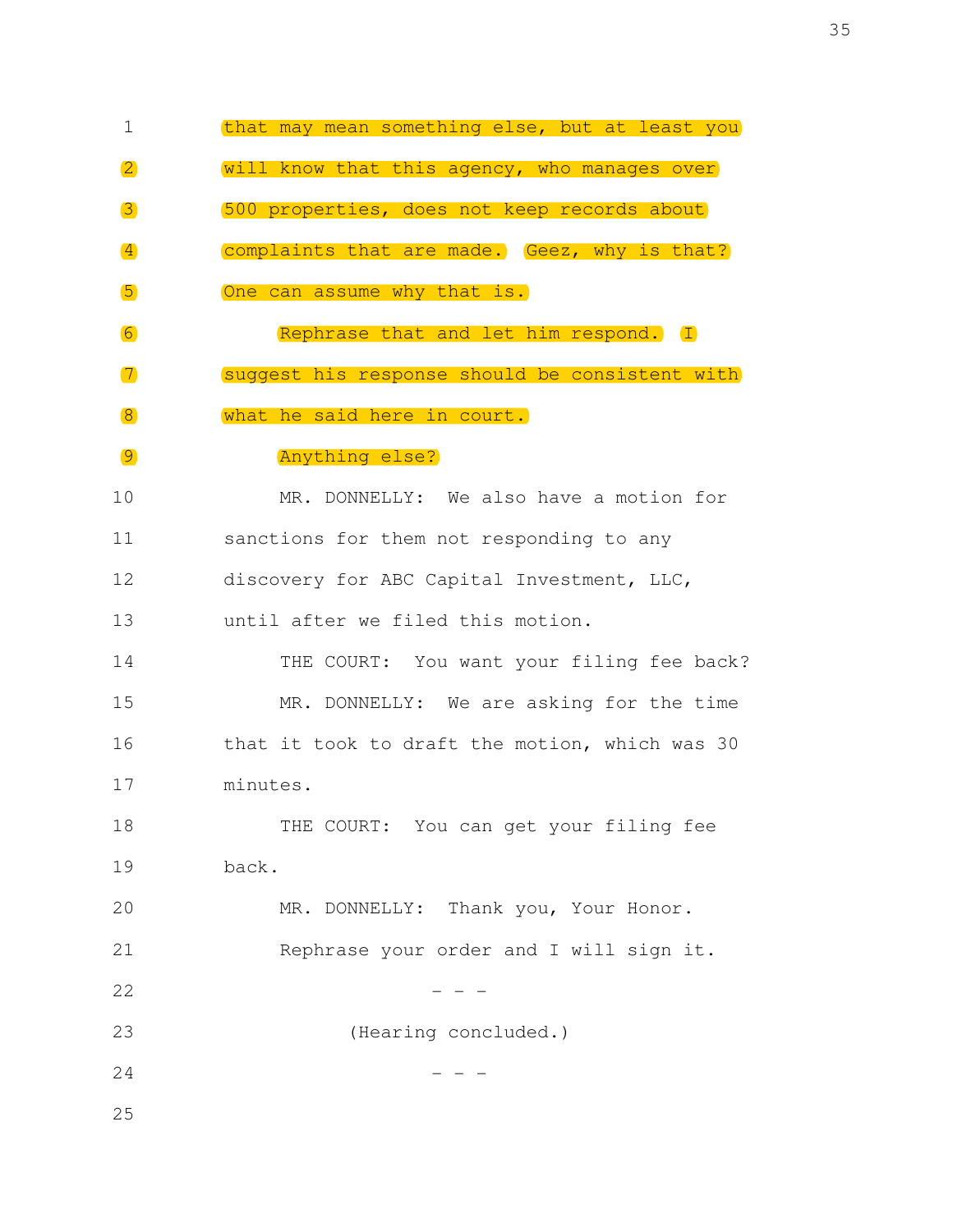1 that may mean something else, but at least you
2 will know that this agency, who manages over
3 500 properties, does not keep records about
4 complaints that are made. Geez, why is that?
5 One can assume why that is.
6 Rephrase that and let him respond. I
7 suggest his response should be consistent with
8 what he said here in court.
9 Anything else?
10 MR. DONNELLY: We also have a motion for
11 sanctions for them not responding to any
12 discovery for ABC Capital Investment, LLC,
13 until after we filed this motion.
14 THE COURT: You want your filing fee back?
15 MR. DONNELLY: We are asking for the time
16 that it took to draft the motion, which was 30
17 minutes.
18 THE COURT: You can get your filing fee
19 back.
20 MR. DONNELLY: Thank you, Your Honor.
21 Rephrase your order and I will sign it.
22 - - -
23 (Hearing concluded.)
24 - - -
25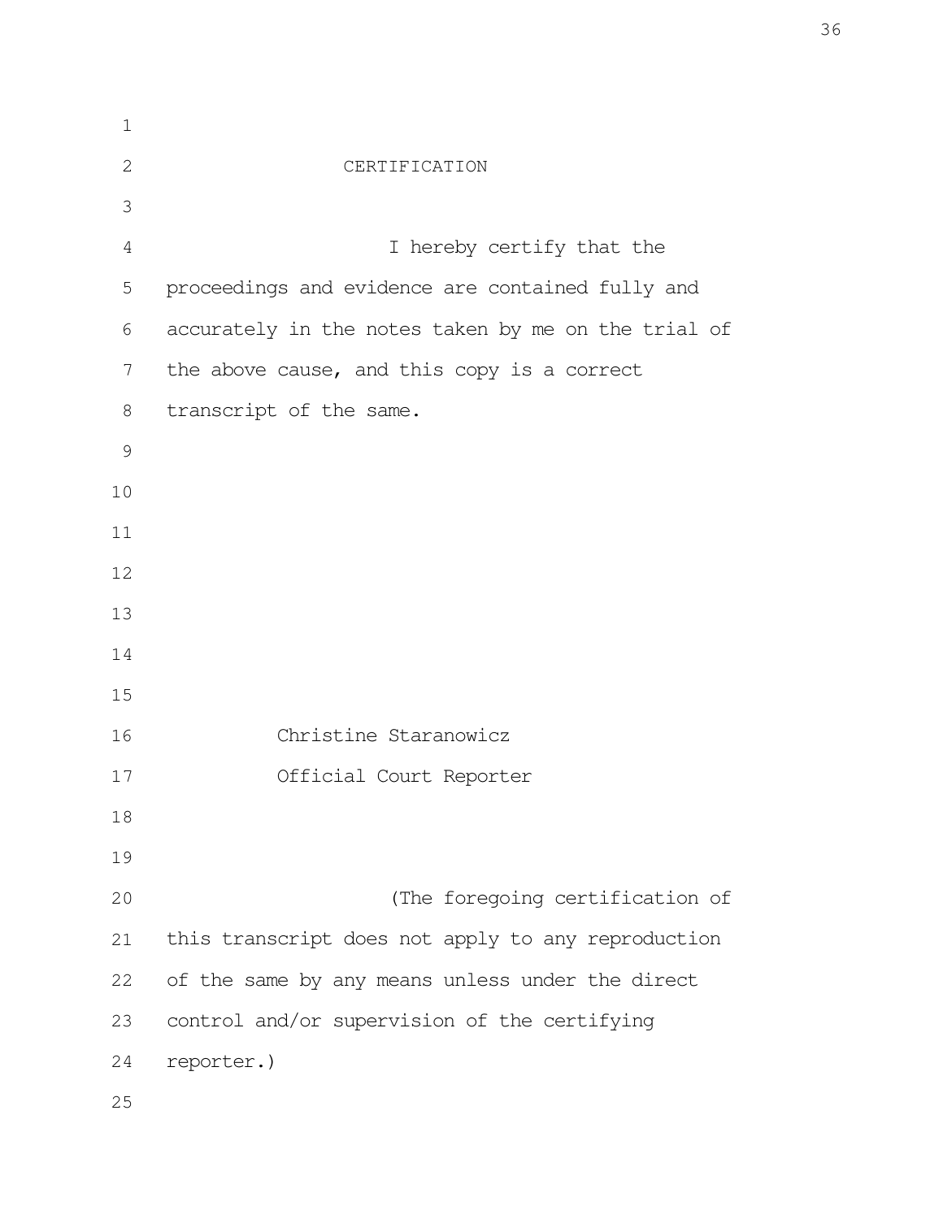## CERTIFICATION

I hereby certify that the proceedings and evidence are contained fully and accurately in the notes taken by me on the trial of the above cause, and this copy is a correct transcript of the same.

Christine Staranowicz
Official Court Reporter

(The foregoing certification of this transcript does not apply to any reproduction of the same by any means unless under the direct control and/or supervision of the certifying reporter.)